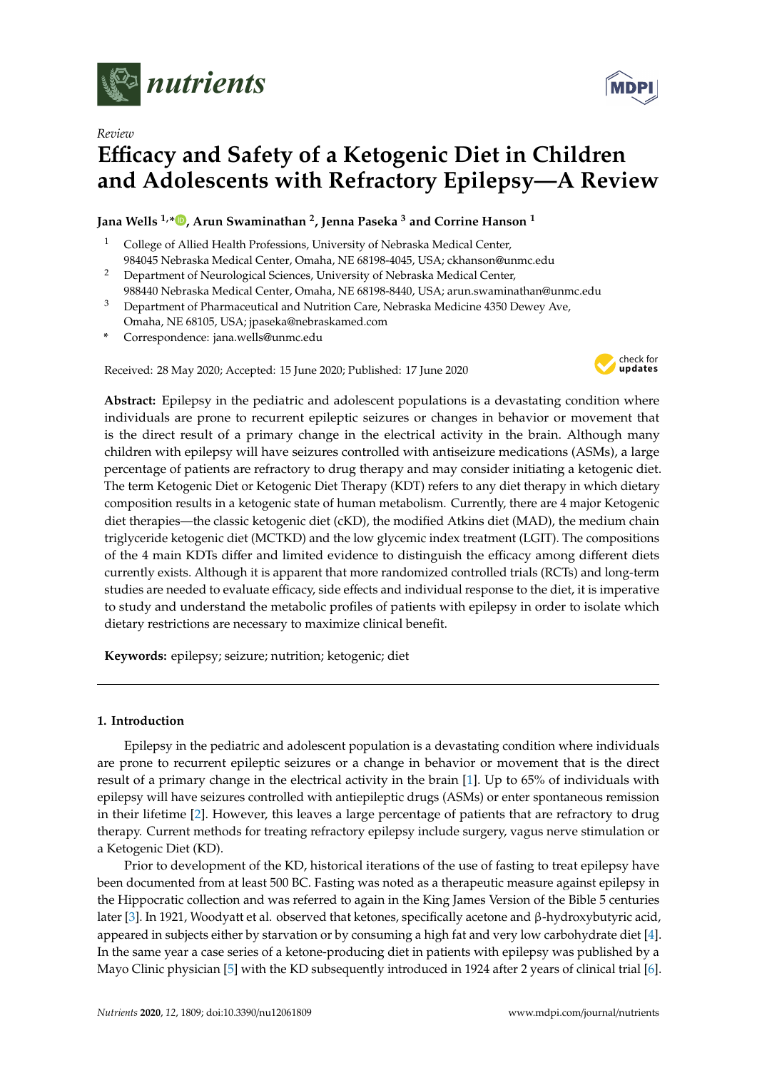*Review*

# Efficacy and Safety of a Ketogenic Diet in Children and Adolescents with Refractory Epilepsy—A Review

**Jana Wells [1,*], Arun Swaminathan [2], Jenna Paseka [3] and Corrine Hanson [1]**

1. College of Allied Health Professions, University of Nebraska Medical Center, 984045 Nebraska Medical Center, Omaha, NE 68198-4045, USA; ckhanson@unmc.edu
2. Department of Neurological Sciences, University of Nebraska Medical Center, 988440 Nebraska Medical Center, Omaha, NE 68198-8440, USA; arun.swaminathan@unmc.edu
3. Department of Pharmaceutical and Nutrition Care, Nebraska Medicine 4350 Dewey Ave, Omaha, NE 68105, USA; jpaseka@nebraskamed.com

\* Correspondence: jana.wells@unmc.edu

Received: 28 May 2020; Accepted: 15 June 2020; Published: 17 June 2020

**Abstract:** Epilepsy in the pediatric and adolescent populations is a devastating condition where individuals are prone to recurrent epileptic seizures or changes in behavior or movement that is the direct result of a primary change in the electrical activity in the brain. Although many children with epilepsy will have seizures controlled with antiseizure medications (ASMs), a large percentage of patients are refractory to drug therapy and may consider initiating a ketogenic diet. The term Ketogenic Diet or Ketogenic Diet Therapy (KDT) refers to any diet therapy in which dietary composition results in a ketogenic state of human metabolism. Currently, there are 4 major Ketogenic diet therapies—the classic ketogenic diet (cKD), the modified Atkins diet (MAD), the medium chain triglyceride ketogenic diet (MCTKD) and the low glycemic index treatment (LGIT). The compositions of the 4 main KDTs differ and limited evidence to distinguish the efficacy among different diets currently exists. Although it is apparent that more randomized controlled trials (RCTs) and long-term studies are needed to evaluate efficacy, side effects and individual response to the diet, it is imperative to study and understand the metabolic profiles of patients with epilepsy in order to isolate which dietary restrictions are necessary to maximize clinical benefit.

**Keywords:** epilepsy; seizure; nutrition; ketogenic; diet

## 1. Introduction

Epilepsy in the pediatric and adolescent population is a devastating condition where individuals are prone to recurrent epileptic seizures or a change in behavior or movement that is the direct result of a primary change in the electrical activity in the brain [1]. Up to 65% of individuals with epilepsy will have seizures controlled with antiepileptic drugs (ASMs) or enter spontaneous remission in their lifetime [2]. However, this leaves a large percentage of patients that are refractory to drug therapy. Current methods for treating refractory epilepsy include surgery, vagus nerve stimulation or a Ketogenic Diet (KD).

Prior to development of the KD, historical iterations of the use of fasting to treat epilepsy have been documented from at least 500 BC. Fasting was noted as a therapeutic measure against epilepsy in the Hippocratic collection and was referred to again in the King James Version of the Bible 5 centuries later [3]. In 1921, Woodyatt et al. observed that ketones, specifically acetone and β-hydroxybutyric acid, appeared in subjects either by starvation or by consuming a high fat and very low carbohydrate diet [4]. In the same year a case series of a ketone-producing diet in patients with epilepsy was published by a Mayo Clinic physician [5] with the KD subsequently introduced in 1924 after 2 years of clinical trial [6].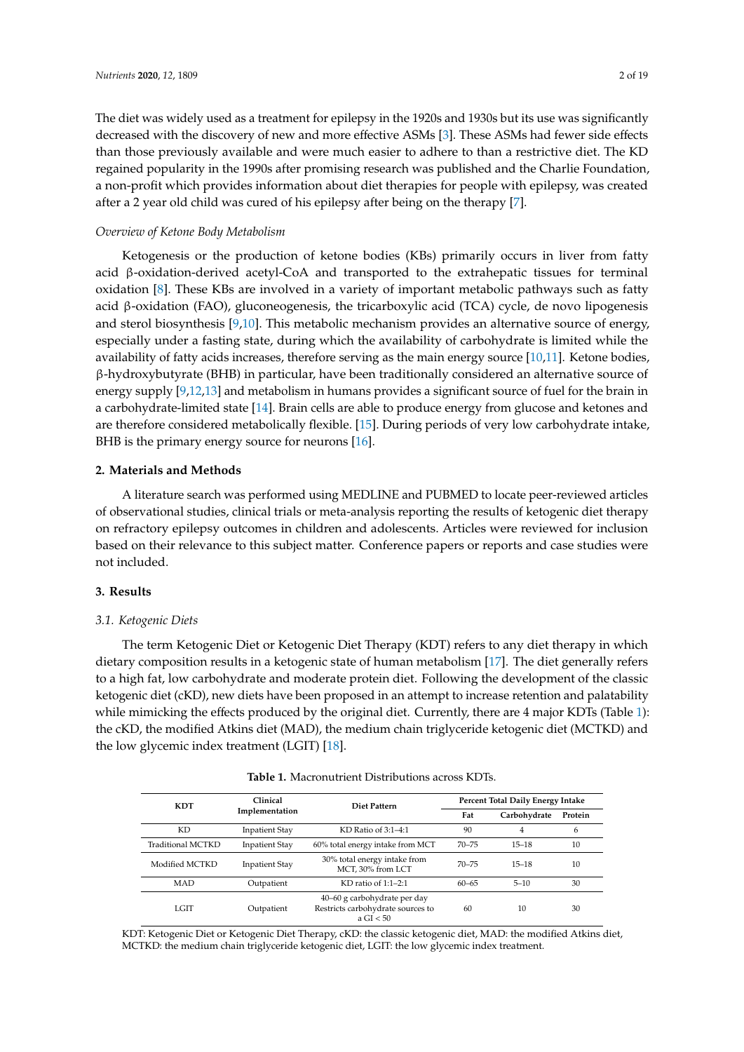The diet was widely used as a treatment for epilepsy in the 1920s and 1930s but its use was significantly decreased with the discovery of new and more effective ASMs [3]. These ASMs had fewer side effects than those previously available and were much easier to adhere to than a restrictive diet. The KD regained popularity in the 1990s after promising research was published and the Charlie Foundation, a non-profit which provides information about diet therapies for people with epilepsy, was created after a 2 year old child was cured of his epilepsy after being on the therapy [7].

*Overview of Ketone Body Metabolism*

Ketogenesis or the production of ketone bodies (KBs) primarily occurs in liver from fatty acid β-oxidation-derived acetyl-CoA and transported to the extrahepatic tissues for terminal oxidation [8]. These KBs are involved in a variety of important metabolic pathways such as fatty acid β-oxidation (FAO), gluconeogenesis, the tricarboxylic acid (TCA) cycle, de novo lipogenesis and sterol biosynthesis [9,10]. This metabolic mechanism provides an alternative source of energy, especially under a fasting state, during which the availability of carbohydrate is limited while the availability of fatty acids increases, therefore serving as the main energy source [10,11]. Ketone bodies, β-hydroxybutyrate (BHB) in particular, have been traditionally considered an alternative source of energy supply [9,12,13] and metabolism in humans provides a significant source of fuel for the brain in a carbohydrate-limited state [14]. Brain cells are able to produce energy from glucose and ketones and are therefore considered metabolically flexible. [15]. During periods of very low carbohydrate intake, BHB is the primary energy source for neurons [16].

## 2. Materials and Methods

A literature search was performed using MEDLINE and PUBMED to locate peer-reviewed articles of observational studies, clinical trials or meta-analysis reporting the results of ketogenic diet therapy on refractory epilepsy outcomes in children and adolescents. Articles were reviewed for inclusion based on their relevance to this subject matter. Conference papers or reports and case studies were not included.

## 3. Results

### 3.1. Ketogenic Diets

The term Ketogenic Diet or Ketogenic Diet Therapy (KDT) refers to any diet therapy in which dietary composition results in a ketogenic state of human metabolism [17]. The diet generally refers to a high fat, low carbohydrate and moderate protein diet. Following the development of the classic ketogenic diet (cKD), new diets have been proposed in an attempt to increase retention and palatability while mimicking the effects produced by the original diet. Currently, there are 4 major KDTs (Table 1): the cKD, the modified Atkins diet (MAD), the medium chain triglyceride ketogenic diet (MCTKD) and the low glycemic index treatment (LGIT) [18].

**Table 1.** Macronutrient Distributions across KDTs.

| KDT | Clinical Implementation | Diet Pattern | Percent Total Daily Energy Intake | | |
|---|---|---|---|---|---|
| | | | Fat | Carbohydrate | Protein |
| KD | Inpatient Stay | KD Ratio of 3:1–4:1 | 90 | 4 | 6 |
| Traditional MCTKD | Inpatient Stay | 60% total energy intake from MCT | 70–75 | 15–18 | 10 |
| Modified MCTKD | Inpatient Stay | 30% total energy intake from MCT, 30% from LCT | 70–75 | 15–18 | 10 |
| MAD | Outpatient | KD ratio of 1:1–2:1 | 60–65 | 5–10 | 30 |
| LGIT | Outpatient | 40–60 g carbohydrate per day Restricts carbohydrate sources to a GI < 50 | 60 | 10 | 30 |

KDT: Ketogenic Diet or Ketogenic Diet Therapy, cKD: the classic ketogenic diet, MAD: the modified Atkins diet, MCTKD: the medium chain triglyceride ketogenic diet, LGIT: the low glycemic index treatment.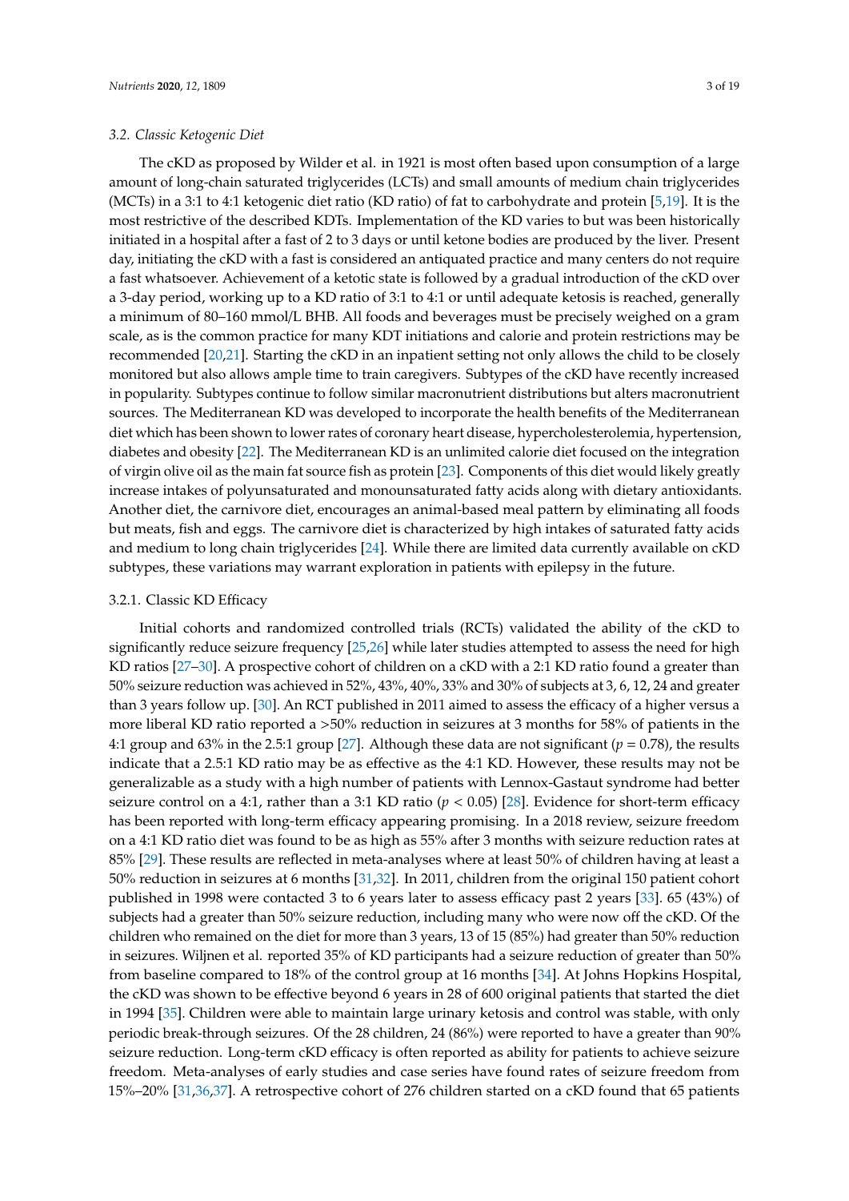### 3.2. Classic Ketogenic Diet

The cKD as proposed by Wilder et al. in 1921 is most often based upon consumption of a large amount of long-chain saturated triglycerides (LCTs) and small amounts of medium chain triglycerides (MCTs) in a 3:1 to 4:1 ketogenic diet ratio (KD ratio) of fat to carbohydrate and protein [5,19]. It is the most restrictive of the described KDTs. Implementation of the KD varies to but was been historically initiated in a hospital after a fast of 2 to 3 days or until ketone bodies are produced by the liver. Present day, initiating the cKD with a fast is considered an antiquated practice and many centers do not require a fast whatsoever. Achievement of a ketotic state is followed by a gradual introduction of the cKD over a 3-day period, working up to a KD ratio of 3:1 to 4:1 or until adequate ketosis is reached, generally a minimum of 80–160 mmol/L BHB. All foods and beverages must be precisely weighed on a gram scale, as is the common practice for many KDT initiations and calorie and protein restrictions may be recommended [20,21]. Starting the cKD in an inpatient setting not only allows the child to be closely monitored but also allows ample time to train caregivers. Subtypes of the cKD have recently increased in popularity. Subtypes continue to follow similar macronutrient distributions but alters macronutrient sources. The Mediterranean KD was developed to incorporate the health benefits of the Mediterranean diet which has been shown to lower rates of coronary heart disease, hypercholesterolemia, hypertension, diabetes and obesity [22]. The Mediterranean KD is an unlimited calorie diet focused on the integration of virgin olive oil as the main fat source fish as protein [23]. Components of this diet would likely greatly increase intakes of polyunsaturated and monounsaturated fatty acids along with dietary antioxidants. Another diet, the carnivore diet, encourages an animal-based meal pattern by eliminating all foods but meats, fish and eggs. The carnivore diet is characterized by high intakes of saturated fatty acids and medium to long chain triglycerides [24]. While there are limited data currently available on cKD subtypes, these variations may warrant exploration in patients with epilepsy in the future.

#### 3.2.1. Classic KD Efficacy

Initial cohorts and randomized controlled trials (RCTs) validated the ability of the cKD to significantly reduce seizure frequency [25,26] while later studies attempted to assess the need for high KD ratios [27–30]. A prospective cohort of children on a cKD with a 2:1 KD ratio found a greater than 50% seizure reduction was achieved in 52%, 43%, 40%, 33% and 30% of subjects at 3, 6, 12, 24 and greater than 3 years follow up. [30]. An RCT published in 2011 aimed to assess the efficacy of a higher versus a more liberal KD ratio reported a >50% reduction in seizures at 3 months for 58% of patients in the 4:1 group and 63% in the 2.5:1 group [27]. Although these data are not significant ($p = 0.78$), the results indicate that a 2.5:1 KD ratio may be as effective as the 4:1 KD. However, these results may not be generalizable as a study with a high number of patients with Lennox-Gastaut syndrome had better seizure control on a 4:1, rather than a 3:1 KD ratio ($p < 0.05$) [28]. Evidence for short-term efficacy has been reported with long-term efficacy appearing promising. In a 2018 review, seizure freedom on a 4:1 KD ratio diet was found to be as high as 55% after 3 months with seizure reduction rates at 85% [29]. These results are reflected in meta-analyses where at least 50% of children having at least a 50% reduction in seizures at 6 months [31,32]. In 2011, children from the original 150 patient cohort published in 1998 were contacted 3 to 6 years later to assess efficacy past 2 years [33]. 65 (43%) of subjects had a greater than 50% seizure reduction, including many who were now off the cKD. Of the children who remained on the diet for more than 3 years, 13 of 15 (85%) had greater than 50% reduction in seizures. Wiljnen et al. reported 35% of KD participants had a seizure reduction of greater than 50% from baseline compared to 18% of the control group at 16 months [34]. At Johns Hopkins Hospital, the cKD was shown to be effective beyond 6 years in 28 of 600 original patients that started the diet in 1994 [35]. Children were able to maintain large urinary ketosis and control was stable, with only periodic break-through seizures. Of the 28 children, 24 (86%) were reported to have a greater than 90% seizure reduction. Long-term cKD efficacy is often reported as ability for patients to achieve seizure freedom. Meta-analyses of early studies and case series have found rates of seizure freedom from 15%–20% [31,36,37]. A retrospective cohort of 276 children started on a cKD found that 65 patients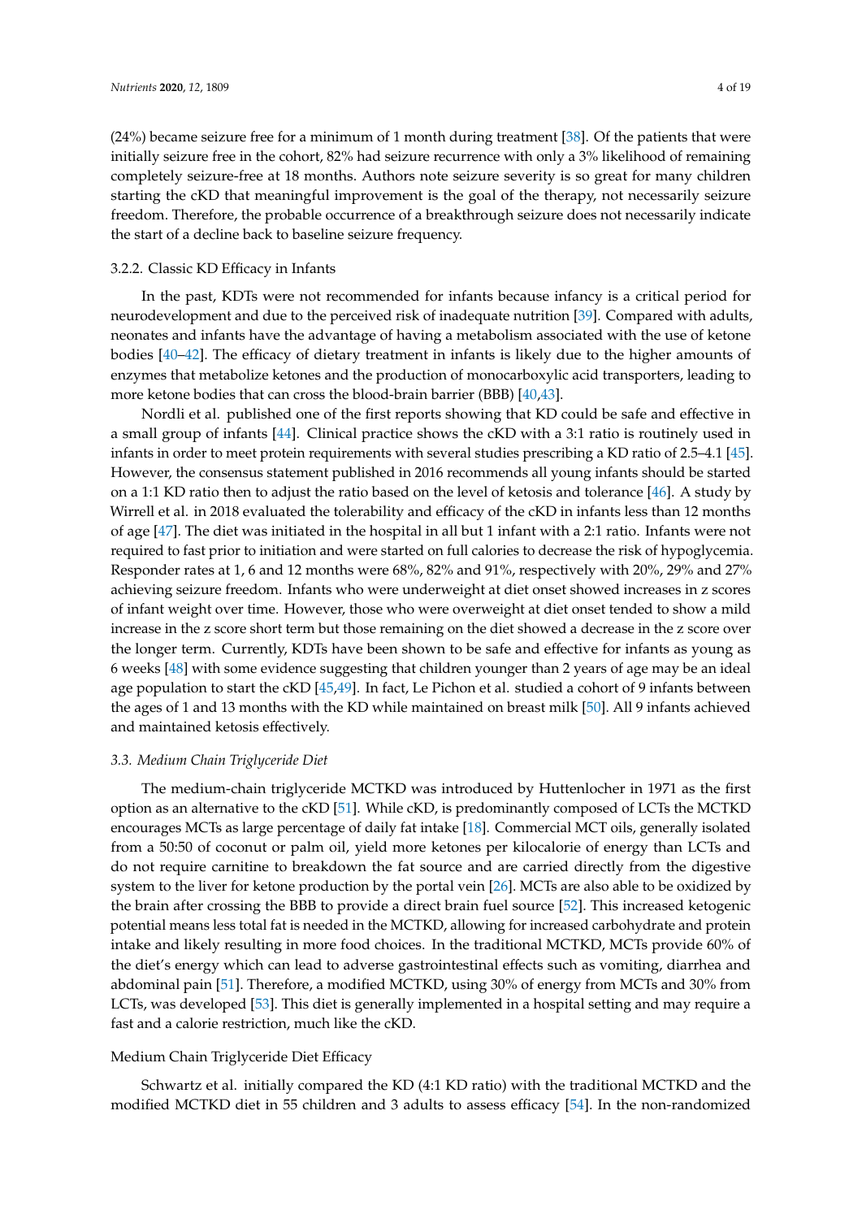(24%) became seizure free for a minimum of 1 month during treatment [38]. Of the patients that were initially seizure free in the cohort, 82% had seizure recurrence with only a 3% likelihood of remaining completely seizure-free at 18 months. Authors note seizure severity is so great for many children starting the cKD that meaningful improvement is the goal of the therapy, not necessarily seizure freedom. Therefore, the probable occurrence of a breakthrough seizure does not necessarily indicate the start of a decline back to baseline seizure frequency.

#### 3.2.2. Classic KD Efficacy in Infants

In the past, KDTs were not recommended for infants because infancy is a critical period for neurodevelopment and due to the perceived risk of inadequate nutrition [39]. Compared with adults, neonates and infants have the advantage of having a metabolism associated with the use of ketone bodies [40–42]. The efficacy of dietary treatment in infants is likely due to the higher amounts of enzymes that metabolize ketones and the production of monocarboxylic acid transporters, leading to more ketone bodies that can cross the blood-brain barrier (BBB) [40,43].

Nordli et al. published one of the first reports showing that KD could be safe and effective in a small group of infants [44]. Clinical practice shows the cKD with a 3:1 ratio is routinely used in infants in order to meet protein requirements with several studies prescribing a KD ratio of 2.5–4.1 [45]. However, the consensus statement published in 2016 recommends all young infants should be started on a 1:1 KD ratio then to adjust the ratio based on the level of ketosis and tolerance [46]. A study by Wirrell et al. in 2018 evaluated the tolerability and efficacy of the cKD in infants less than 12 months of age [47]. The diet was initiated in the hospital in all but 1 infant with a 2:1 ratio. Infants were not required to fast prior to initiation and were started on full calories to decrease the risk of hypoglycemia. Responder rates at 1, 6 and 12 months were 68%, 82% and 91%, respectively with 20%, 29% and 27% achieving seizure freedom. Infants who were underweight at diet onset showed increases in z scores of infant weight over time. However, those who were overweight at diet onset tended to show a mild increase in the z score short term but those remaining on the diet showed a decrease in the z score over the longer term. Currently, KDTs have been shown to be safe and effective for infants as young as 6 weeks [48] with some evidence suggesting that children younger than 2 years of age may be an ideal age population to start the cKD [45,49]. In fact, Le Pichon et al. studied a cohort of 9 infants between the ages of 1 and 13 months with the KD while maintained on breast milk [50]. All 9 infants achieved and maintained ketosis effectively.

### *3.3. Medium Chain Triglyceride Diet*

The medium-chain triglyceride MCTKD was introduced by Huttenlocher in 1971 as the first option as an alternative to the cKD [51]. While cKD, is predominantly composed of LCTs the MCTKD encourages MCTs as large percentage of daily fat intake [18]. Commercial MCT oils, generally isolated from a 50:50 of coconut or palm oil, yield more ketones per kilocalorie of energy than LCTs and do not require carnitine to breakdown the fat source and are carried directly from the digestive system to the liver for ketone production by the portal vein [26]. MCTs are also able to be oxidized by the brain after crossing the BBB to provide a direct brain fuel source [52]. This increased ketogenic potential means less total fat is needed in the MCTKD, allowing for increased carbohydrate and protein intake and likely resulting in more food choices. In the traditional MCTKD, MCTs provide 60% of the diet's energy which can lead to adverse gastrointestinal effects such as vomiting, diarrhea and abdominal pain [51]. Therefore, a modified MCTKD, using 30% of energy from MCTs and 30% from LCTs, was developed [53]. This diet is generally implemented in a hospital setting and may require a fast and a calorie restriction, much like the cKD.

#### Medium Chain Triglyceride Diet Efficacy

Schwartz et al. initially compared the KD (4:1 KD ratio) with the traditional MCTKD and the modified MCTKD diet in 55 children and 3 adults to assess efficacy [54]. In the non-randomized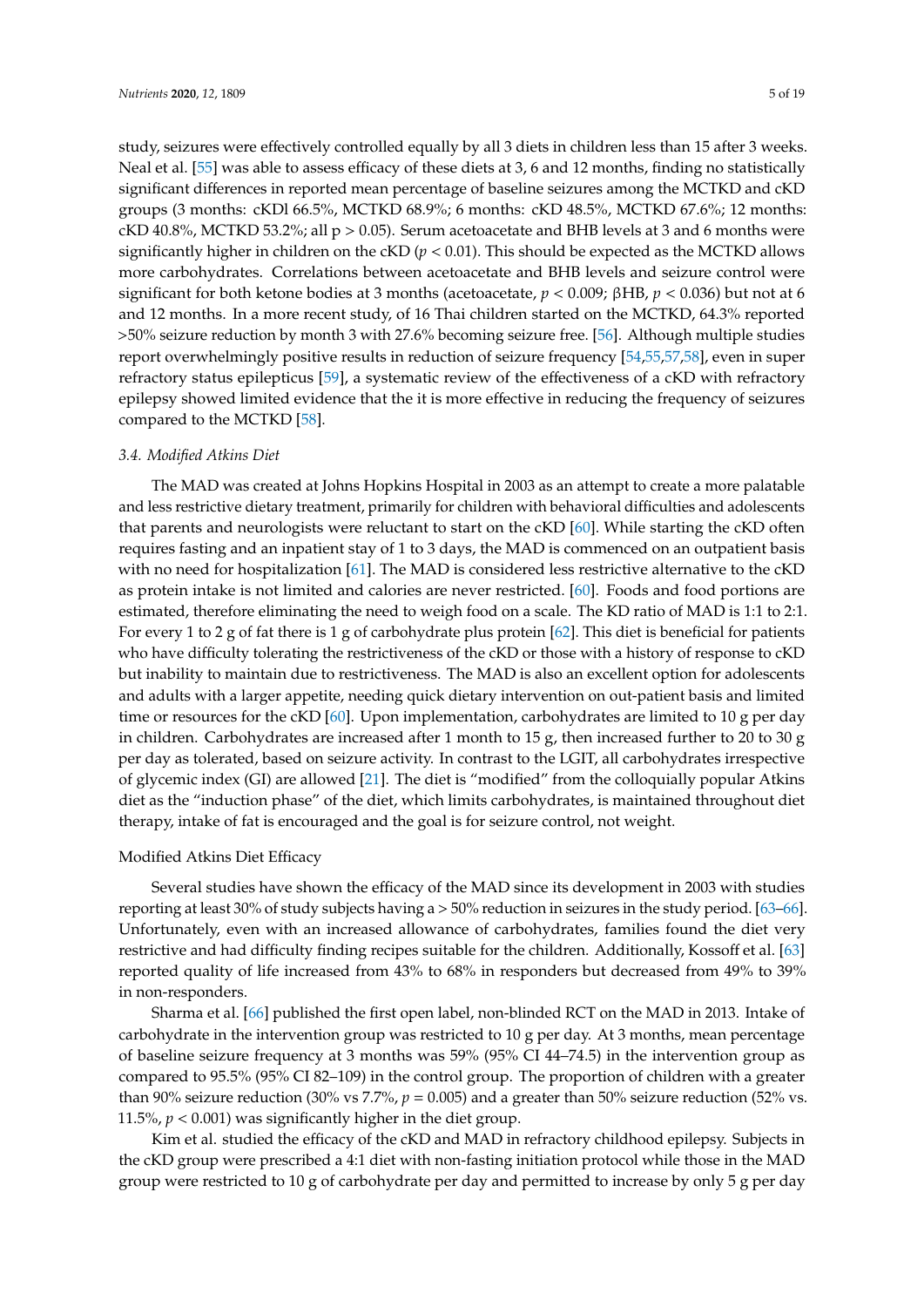study, seizures were effectively controlled equally by all 3 diets in children less than 15 after 3 weeks. Neal et al. [55] was able to assess efficacy of these diets at 3, 6 and 12 months, finding no statistically significant differences in reported mean percentage of baseline seizures among the MCTKD and cKD groups (3 months: cKDl 66.5%, MCTKD 68.9%; 6 months: cKD 48.5%, MCTKD 67.6%; 12 months: cKD 40.8%, MCTKD 53.2%; all $p > 0.05$). Serum acetoacetate and BHB levels at 3 and 6 months were significantly higher in children on the cKD ($p < 0.01$). This should be expected as the MCTKD allows more carbohydrates. Correlations between acetoacetate and BHB levels and seizure control were significant for both ketone bodies at 3 months (acetoacetate, $p < 0.009$; βHB, $p < 0.036$) but not at 6 and 12 months. In a more recent study, of 16 Thai children started on the MCTKD, 64.3% reported >50% seizure reduction by month 3 with 27.6% becoming seizure free. [56]. Although multiple studies report overwhelmingly positive results in reduction of seizure frequency [54,55,57,58], even in super refractory status epilepticus [59], a systematic review of the effectiveness of a cKD with refractory epilepsy showed limited evidence that the it is more effective in reducing the frequency of seizures compared to the MCTKD [58].

### *3.4. Modified Atkins Diet*

The MAD was created at Johns Hopkins Hospital in 2003 as an attempt to create a more palatable and less restrictive dietary treatment, primarily for children with behavioral difficulties and adolescents that parents and neurologists were reluctant to start on the cKD [60]. While starting the cKD often requires fasting and an inpatient stay of 1 to 3 days, the MAD is commenced on an outpatient basis with no need for hospitalization [61]. The MAD is considered less restrictive alternative to the cKD as protein intake is not limited and calories are never restricted. [60]. Foods and food portions are estimated, therefore eliminating the need to weigh food on a scale. The KD ratio of MAD is 1:1 to 2:1. For every 1 to 2 g of fat there is 1 g of carbohydrate plus protein [62]. This diet is beneficial for patients who have difficulty tolerating the restrictiveness of the cKD or those with a history of response to cKD but inability to maintain due to restrictiveness. The MAD is also an excellent option for adolescents and adults with a larger appetite, needing quick dietary intervention on out-patient basis and limited time or resources for the cKD [60]. Upon implementation, carbohydrates are limited to 10 g per day in children. Carbohydrates are increased after 1 month to 15 g, then increased further to 20 to 30 g per day as tolerated, based on seizure activity. In contrast to the LGIT, all carbohydrates irrespective of glycemic index (GI) are allowed [21]. The diet is "modified" from the colloquially popular Atkins diet as the "induction phase" of the diet, which limits carbohydrates, is maintained throughout diet therapy, intake of fat is encouraged and the goal is for seizure control, not weight.

#### Modified Atkins Diet Efficacy

Several studies have shown the efficacy of the MAD since its development in 2003 with studies reporting at least 30% of study subjects having a > 50% reduction in seizures in the study period. [63–66]. Unfortunately, even with an increased allowance of carbohydrates, families found the diet very restrictive and had difficulty finding recipes suitable for the children. Additionally, Kossoff et al. [63] reported quality of life increased from 43% to 68% in responders but decreased from 49% to 39% in non-responders.

Sharma et al. [66] published the first open label, non-blinded RCT on the MAD in 2013. Intake of carbohydrate in the intervention group was restricted to 10 g per day. At 3 months, mean percentage of baseline seizure frequency at 3 months was 59% (95% CI 44–74.5) in the intervention group as compared to 95.5% (95% CI 82–109) in the control group. The proportion of children with a greater than 90% seizure reduction (30% vs 7.7%, $p = 0.005$) and a greater than 50% seizure reduction (52% vs. 11.5%, $p < 0.001$) was significantly higher in the diet group.

Kim et al. studied the efficacy of the cKD and MAD in refractory childhood epilepsy. Subjects in the cKD group were prescribed a 4:1 diet with non-fasting initiation protocol while those in the MAD group were restricted to 10 g of carbohydrate per day and permitted to increase by only 5 g per day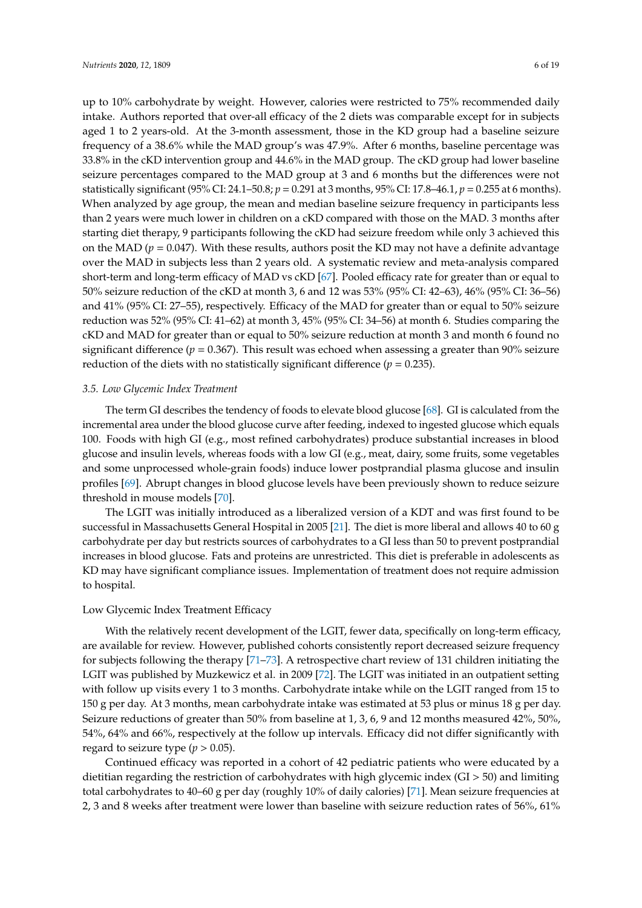up to 10% carbohydrate by weight. However, calories were restricted to 75% recommended daily intake. Authors reported that over-all efficacy of the 2 diets was comparable except for in subjects aged 1 to 2 years-old. At the 3-month assessment, those in the KD group had a baseline seizure frequency of a 38.6% while the MAD group's was 47.9%. After 6 months, baseline percentage was 33.8% in the cKD intervention group and 44.6% in the MAD group. The cKD group had lower baseline seizure percentages compared to the MAD group at 3 and 6 months but the differences were not statistically significant (95% CI: 24.1–50.8; $p = 0.291$ at 3 months, 95% CI: 17.8–46.1, $p = 0.255$ at 6 months). When analyzed by age group, the mean and median baseline seizure frequency in participants less than 2 years were much lower in children on a cKD compared with those on the MAD. 3 months after starting diet therapy, 9 participants following the cKD had seizure freedom while only 3 achieved this on the MAD ($p = 0.047$). With these results, authors posit the KD may not have a definite advantage over the MAD in subjects less than 2 years old. A systematic review and meta-analysis compared short-term and long-term efficacy of MAD vs cKD [67]. Pooled efficacy rate for greater than or equal to 50% seizure reduction of the cKD at month 3, 6 and 12 was 53% (95% CI: 42–63), 46% (95% CI: 36–56) and 41% (95% CI: 27–55), respectively. Efficacy of the MAD for greater than or equal to 50% seizure reduction was 52% (95% CI: 41–62) at month 3, 45% (95% CI: 34–56) at month 6. Studies comparing the cKD and MAD for greater than or equal to 50% seizure reduction at month 3 and month 6 found no significant difference ($p = 0.367$). This result was echoed when assessing a greater than 90% seizure reduction of the diets with no statistically significant difference ($p = 0.235$).

### *3.5. Low Glycemic Index Treatment*

The term GI describes the tendency of foods to elevate blood glucose [68]. GI is calculated from the incremental area under the blood glucose curve after feeding, indexed to ingested glucose which equals 100. Foods with high GI (e.g., most refined carbohydrates) produce substantial increases in blood glucose and insulin levels, whereas foods with a low GI (e.g., meat, dairy, some fruits, some vegetables and some unprocessed whole-grain foods) induce lower postprandial plasma glucose and insulin profiles [69]. Abrupt changes in blood glucose levels have been previously shown to reduce seizure threshold in mouse models [70].

The LGIT was initially introduced as a liberalized version of a KDT and was first found to be successful in Massachusetts General Hospital in 2005 [21]. The diet is more liberal and allows 40 to 60 g carbohydrate per day but restricts sources of carbohydrates to a GI less than 50 to prevent postprandial increases in blood glucose. Fats and proteins are unrestricted. This diet is preferable in adolescents as KD may have significant compliance issues. Implementation of treatment does not require admission to hospital.

#### Low Glycemic Index Treatment Efficacy

With the relatively recent development of the LGIT, fewer data, specifically on long-term efficacy, are available for review. However, published cohorts consistently report decreased seizure frequency for subjects following the therapy [71–73]. A retrospective chart review of 131 children initiating the LGIT was published by Muzkewicz et al. in 2009 [72]. The LGIT was initiated in an outpatient setting with follow up visits every 1 to 3 months. Carbohydrate intake while on the LGIT ranged from 15 to 150 g per day. At 3 months, mean carbohydrate intake was estimated at 53 plus or minus 18 g per day. Seizure reductions of greater than 50% from baseline at 1, 3, 6, 9 and 12 months measured 42%, 50%, 54%, 64% and 66%, respectively at the follow up intervals. Efficacy did not differ significantly with regard to seizure type ($p > 0.05$).

Continued efficacy was reported in a cohort of 42 pediatric patients who were educated by a dietitian regarding the restriction of carbohydrates with high glycemic index (GI > 50) and limiting total carbohydrates to 40–60 g per day (roughly 10% of daily calories) [71]. Mean seizure frequencies at 2, 3 and 8 weeks after treatment were lower than baseline with seizure reduction rates of 56%, 61%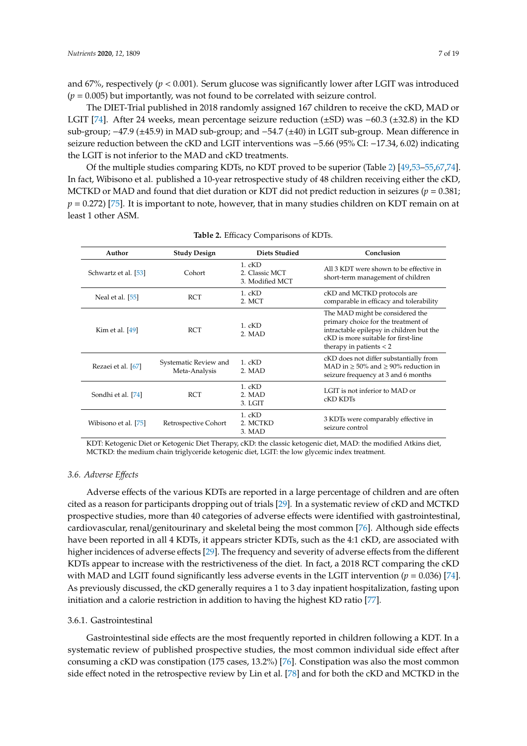and 67%, respectively ($p < 0.001$). Serum glucose was significantly lower after LGIT was introduced ($p = 0.005$) but importantly, was not found to be correlated with seizure control.

The DIET-Trial published in 2018 randomly assigned 167 children to receive the cKD, MAD or LGIT [74]. After 24 weeks, mean percentage seizure reduction (±SD) was −60.3 (±32.8) in the KD sub-group; −47.9 (±45.9) in MAD sub-group; and −54.7 (±40) in LGIT sub-group. Mean difference in seizure reduction between the cKD and LGIT interventions was −5.66 (95% CI: −17.34, 6.02) indicating the LGIT is not inferior to the MAD and cKD treatments.

Of the multiple studies comparing KDTs, no KDT proved to be superior (Table 2) [49,53–55,67,74]. In fact, Wibisono et al. published a 10-year retrospective study of 48 children receiving either the cKD, MCTKD or MAD and found that diet duration or KDT did not predict reduction in seizures ($p = 0.381$; $p = 0.272$) [75]. It is important to note, however, that in many studies children on KDT remain on at least 1 other ASM.

**Table 2.** Efficacy Comparisons of KDTs.

| Author | Study Design | Diets Studied | Conclusion |
|---|---|---|---|
| Schwartz et al. [53] | Cohort | 1. cKD<br>2. Classic MCT<br>3. Modified MCT | All 3 KDT were shown to be effective in short-term management of children |
| Neal et al. [55] | RCT | 1. cKD<br>2. MCT | cKD and MCTKD protocols are comparable in efficacy and tolerability |
| Kim et al. [49] | RCT | 1. cKD<br>2. MAD | The MAD might be considered the primary choice for the treatment of intractable epilepsy in children but the cKD is more suitable for first-line therapy in patients < 2 |
| Rezaei et al. [67] | Systematic Review and Meta-Analysis | 1. cKD<br>2. MAD | cKD does not differ substantially from MAD in ≥ 50% and ≥ 90% reduction in seizure frequency at 3 and 6 months |
| Sondhi et al. [74] | RCT | 1. cKD<br>2. MAD<br>3. LGIT | LGIT is not inferior to MAD or cKD KDTs |
| Wibisono et al. [75] | Retrospective Cohort | 1. cKD<br>2. MCTKD<br>3. MAD | 3 KDTs were comparably effective in seizure control |

KDT: Ketogenic Diet or Ketogenic Diet Therapy, cKD: the classic ketogenic diet, MAD: the modified Atkins diet, MCTKD: the medium chain triglyceride ketogenic diet, LGIT: the low glycemic index treatment.

### *3.6. Adverse Effects*

Adverse effects of the various KDTs are reported in a large percentage of children and are often cited as a reason for participants dropping out of trials [29]. In a systematic review of cKD and MCTKD prospective studies, more than 40 categories of adverse effects were identified with gastrointestinal, cardiovascular, renal/genitourinary and skeletal being the most common [76]. Although side effects have been reported in all 4 KDTs, it appears stricter KDTs, such as the 4:1 cKD, are associated with higher incidences of adverse effects [29]. The frequency and severity of adverse effects from the different KDTs appear to increase with the restrictiveness of the diet. In fact, a 2018 RCT comparing the cKD with MAD and LGIT found significantly less adverse events in the LGIT intervention ($p = 0.036$) [74]. As previously discussed, the cKD generally requires a 1 to 3 day inpatient hospitalization, fasting upon initiation and a calorie restriction in addition to having the highest KD ratio [77].

#### 3.6.1. Gastrointestinal

Gastrointestinal side effects are the most frequently reported in children following a KDT. In a systematic review of published prospective studies, the most common individual side effect after consuming a cKD was constipation (175 cases, 13.2%) [76]. Constipation was also the most common side effect noted in the retrospective review by Lin et al. [78] and for both the cKD and MCTKD in the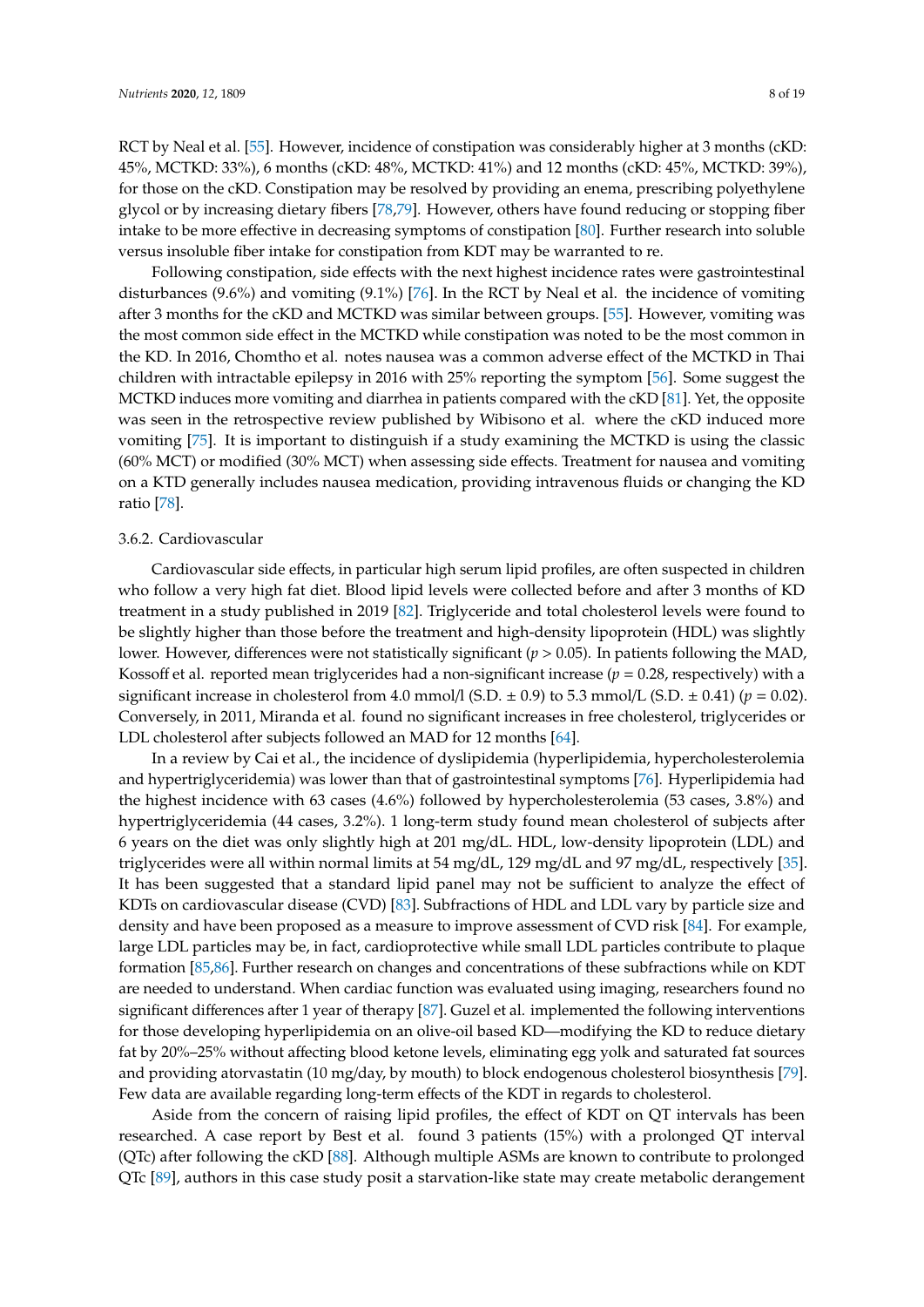RCT by Neal et al. [55]. However, incidence of constipation was considerably higher at 3 months (cKD: 45%, MCTKD: 33%), 6 months (cKD: 48%, MCTKD: 41%) and 12 months (cKD: 45%, MCTKD: 39%), for those on the cKD. Constipation may be resolved by providing an enema, prescribing polyethylene glycol or by increasing dietary fibers [78,79]. However, others have found reducing or stopping fiber intake to be more effective in decreasing symptoms of constipation [80]. Further research into soluble versus insoluble fiber intake for constipation from KDT may be warranted to re.

Following constipation, side effects with the next highest incidence rates were gastrointestinal disturbances (9.6%) and vomiting (9.1%) [76]. In the RCT by Neal et al. the incidence of vomiting after 3 months for the cKD and MCTKD was similar between groups. [55]. However, vomiting was the most common side effect in the MCTKD while constipation was noted to be the most common in the KD. In 2016, Chomtho et al. notes nausea was a common adverse effect of the MCTKD in Thai children with intractable epilepsy in 2016 with 25% reporting the symptom [56]. Some suggest the MCTKD induces more vomiting and diarrhea in patients compared with the cKD [81]. Yet, the opposite was seen in the retrospective review published by Wibisono et al. where the cKD induced more vomiting [75]. It is important to distinguish if a study examining the MCTKD is using the classic (60% MCT) or modified (30% MCT) when assessing side effects. Treatment for nausea and vomiting on a KTD generally includes nausea medication, providing intravenous fluids or changing the KD ratio [78].

### 3.6.2. Cardiovascular

Cardiovascular side effects, in particular high serum lipid profiles, are often suspected in children who follow a very high fat diet. Blood lipid levels were collected before and after 3 months of KD treatment in a study published in 2019 [82]. Triglyceride and total cholesterol levels were found to be slightly higher than those before the treatment and high-density lipoprotein (HDL) was slightly lower. However, differences were not statistically significant ($p > 0.05$). In patients following the MAD, Kossoff et al. reported mean triglycerides had a non-significant increase ($p = 0.28$, respectively) with a significant increase in cholesterol from 4.0 mmol/l (S.D. ± 0.9) to 5.3 mmol/L (S.D. ± 0.41) ($p = 0.02$). Conversely, in 2011, Miranda et al. found no significant increases in free cholesterol, triglycerides or LDL cholesterol after subjects followed an MAD for 12 months [64].

In a review by Cai et al., the incidence of dyslipidemia (hyperlipidemia, hypercholesterolemia and hypertriglyceridemia) was lower than that of gastrointestinal symptoms [76]. Hyperlipidemia had the highest incidence with 63 cases (4.6%) followed by hypercholesterolemia (53 cases, 3.8%) and hypertriglyceridemia (44 cases, 3.2%). 1 long-term study found mean cholesterol of subjects after 6 years on the diet was only slightly high at 201 mg/dL. HDL, low-density lipoprotein (LDL) and triglycerides were all within normal limits at 54 mg/dL, 129 mg/dL and 97 mg/dL, respectively [35]. It has been suggested that a standard lipid panel may not be sufficient to analyze the effect of KDTs on cardiovascular disease (CVD) [83]. Subfractions of HDL and LDL vary by particle size and density and have been proposed as a measure to improve assessment of CVD risk [84]. For example, large LDL particles may be, in fact, cardioprotective while small LDL particles contribute to plaque formation [85,86]. Further research on changes and concentrations of these subfractions while on KDT are needed to understand. When cardiac function was evaluated using imaging, researchers found no significant differences after 1 year of therapy [87]. Guzel et al. implemented the following interventions for those developing hyperlipidemia on an olive-oil based KD—modifying the KD to reduce dietary fat by 20%–25% without affecting blood ketone levels, eliminating egg yolk and saturated fat sources and providing atorvastatin (10 mg/day, by mouth) to block endogenous cholesterol biosynthesis [79]. Few data are available regarding long-term effects of the KDT in regards to cholesterol.

Aside from the concern of raising lipid profiles, the effect of KDT on QT intervals has been researched. A case report by Best et al. found 3 patients (15%) with a prolonged QT interval (QTc) after following the cKD [88]. Although multiple ASMs are known to contribute to prolonged QTc [89], authors in this case study posit a starvation-like state may create metabolic derangement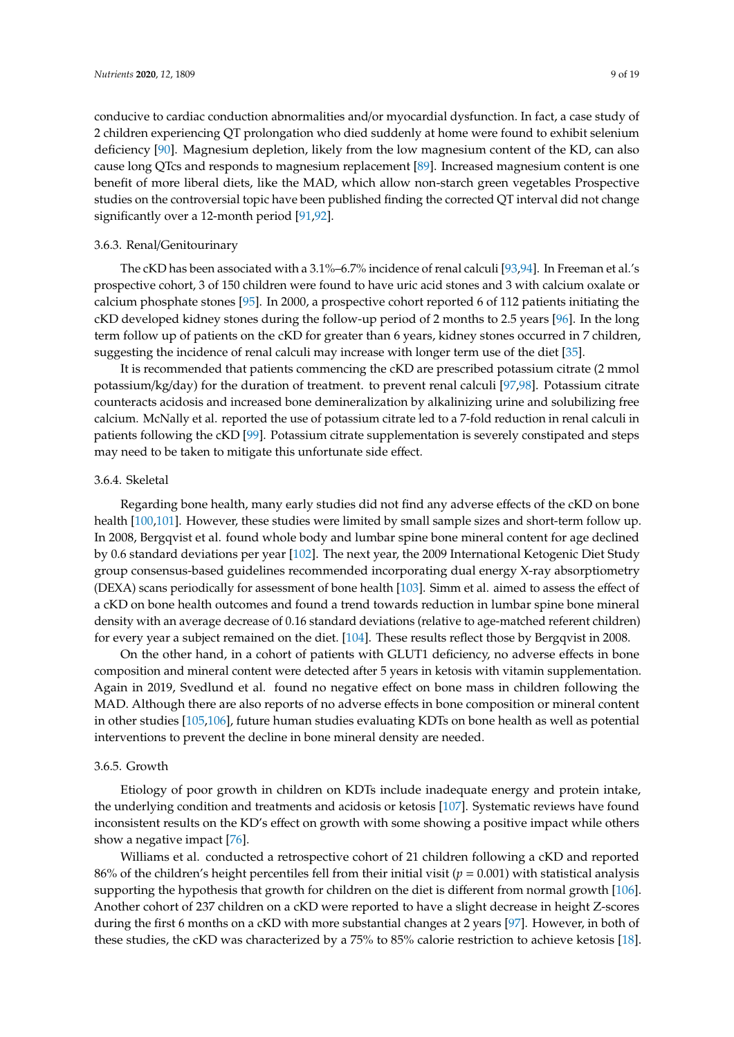conducive to cardiac conduction abnormalities and/or myocardial dysfunction. In fact, a case study of 2 children experiencing QT prolongation who died suddenly at home were found to exhibit selenium deficiency [90]. Magnesium depletion, likely from the low magnesium content of the KD, can also cause long QTcs and responds to magnesium replacement [89]. Increased magnesium content is one benefit of more liberal diets, like the MAD, which allow non-starch green vegetables Prospective studies on the controversial topic have been published finding the corrected QT interval did not change significantly over a 12-month period [91,92].

### 3.6.3. Renal/Genitourinary

The cKD has been associated with a 3.1%–6.7% incidence of renal calculi [93,94]. In Freeman et al.'s prospective cohort, 3 of 150 children were found to have uric acid stones and 3 with calcium oxalate or calcium phosphate stones [95]. In 2000, a prospective cohort reported 6 of 112 patients initiating the cKD developed kidney stones during the follow-up period of 2 months to 2.5 years [96]. In the long term follow up of patients on the cKD for greater than 6 years, kidney stones occurred in 7 children, suggesting the incidence of renal calculi may increase with longer term use of the diet [35].

It is recommended that patients commencing the cKD are prescribed potassium citrate (2 mmol potassium/kg/day) for the duration of treatment. to prevent renal calculi [97,98]. Potassium citrate counteracts acidosis and increased bone demineralization by alkalinizing urine and solubilizing free calcium. McNally et al. reported the use of potassium citrate led to a 7-fold reduction in renal calculi in patients following the cKD [99]. Potassium citrate supplementation is severely constipated and steps may need to be taken to mitigate this unfortunate side effect.

### 3.6.4. Skeletal

Regarding bone health, many early studies did not find any adverse effects of the cKD on bone health [100,101]. However, these studies were limited by small sample sizes and short-term follow up. In 2008, Bergqvist et al. found whole body and lumbar spine bone mineral content for age declined by 0.6 standard deviations per year [102]. The next year, the 2009 International Ketogenic Diet Study group consensus-based guidelines recommended incorporating dual energy X-ray absorptiometry (DEXA) scans periodically for assessment of bone health [103]. Simm et al. aimed to assess the effect of a cKD on bone health outcomes and found a trend towards reduction in lumbar spine bone mineral density with an average decrease of 0.16 standard deviations (relative to age-matched referent children) for every year a subject remained on the diet. [104]. These results reflect those by Bergqvist in 2008.

On the other hand, in a cohort of patients with GLUT1 deficiency, no adverse effects in bone composition and mineral content were detected after 5 years in ketosis with vitamin supplementation. Again in 2019, Svedlund et al. found no negative effect on bone mass in children following the MAD. Although there are also reports of no adverse effects in bone composition or mineral content in other studies [105,106], future human studies evaluating KDTs on bone health as well as potential interventions to prevent the decline in bone mineral density are needed.

### 3.6.5. Growth

Etiology of poor growth in children on KDTs include inadequate energy and protein intake, the underlying condition and treatments and acidosis or ketosis [107]. Systematic reviews have found inconsistent results on the KD's effect on growth with some showing a positive impact while others show a negative impact [76].

Williams et al. conducted a retrospective cohort of 21 children following a cKD and reported 86% of the children's height percentiles fell from their initial visit ($p = 0.001$) with statistical analysis supporting the hypothesis that growth for children on the diet is different from normal growth [106]. Another cohort of 237 children on a cKD were reported to have a slight decrease in height Z-scores during the first 6 months on a cKD with more substantial changes at 2 years [97]. However, in both of these studies, the cKD was characterized by a 75% to 85% calorie restriction to achieve ketosis [18].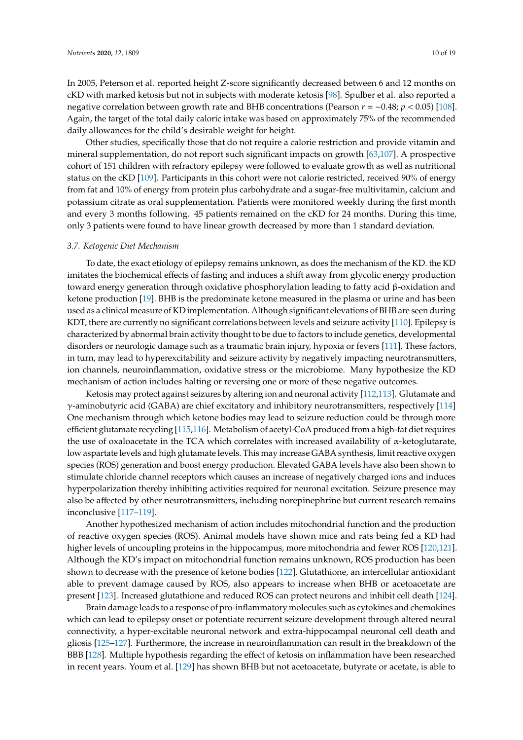In 2005, Peterson et al. reported height Z-score significantly decreased between 6 and 12 months on cKD with marked ketosis but not in subjects with moderate ketosis [98]. Spulber et al. also reported a negative correlation between growth rate and BHB concentrations (Pearson $r = -0.48$; $p < 0.05$) [108]. Again, the target of the total daily caloric intake was based on approximately 75% of the recommended daily allowances for the child's desirable weight for height.

Other studies, specifically those that do not require a calorie restriction and provide vitamin and mineral supplementation, do not report such significant impacts on growth [63,107]. A prospective cohort of 151 children with refractory epilepsy were followed to evaluate growth as well as nutritional status on the cKD [109]. Participants in this cohort were not calorie restricted, received 90% of energy from fat and 10% of energy from protein plus carbohydrate and a sugar-free multivitamin, calcium and potassium citrate as oral supplementation. Patients were monitored weekly during the first month and every 3 months following. 45 patients remained on the cKD for 24 months. During this time, only 3 patients were found to have linear growth decreased by more than 1 standard deviation.

### 3.7. Ketogenic Diet Mechanism

To date, the exact etiology of epilepsy remains unknown, as does the mechanism of the KD. the KD imitates the biochemical effects of fasting and induces a shift away from glycolic energy production toward energy generation through oxidative phosphorylation leading to fatty acid β-oxidation and ketone production [19]. BHB is the predominate ketone measured in the plasma or urine and has been used as a clinical measure of KD implementation. Although significant elevations of BHB are seen during KDT, there are currently no significant correlations between levels and seizure activity [110]. Epilepsy is characterized by abnormal brain activity thought to be due to factors to include genetics, developmental disorders or neurologic damage such as a traumatic brain injury, hypoxia or fevers [111]. These factors, in turn, may lead to hyperexcitability and seizure activity by negatively impacting neurotransmitters, ion channels, neuroinflammation, oxidative stress or the microbiome. Many hypothesize the KD mechanism of action includes halting or reversing one or more of these negative outcomes.

Ketosis may protect against seizures by altering ion and neuronal activity [112,113]. Glutamate and γ-aminobutyric acid (GABA) are chief excitatory and inhibitory neurotransmitters, respectively [114] One mechanism through which ketone bodies may lead to seizure reduction could be through more efficient glutamate recycling [115,116]. Metabolism of acetyl-CoA produced from a high-fat diet requires the use of oxaloacetate in the TCA which correlates with increased availability of α-ketoglutarate, low aspartate levels and high glutamate levels. This may increase GABA synthesis, limit reactive oxygen species (ROS) generation and boost energy production. Elevated GABA levels have also been shown to stimulate chloride channel receptors which causes an increase of negatively charged ions and induces hyperpolarization thereby inhibiting activities required for neuronal excitation. Seizure presence may also be affected by other neurotransmitters, including norepinephrine but current research remains inconclusive [117–119].

Another hypothesized mechanism of action includes mitochondrial function and the production of reactive oxygen species (ROS). Animal models have shown mice and rats being fed a KD had higher levels of uncoupling proteins in the hippocampus, more mitochondria and fewer ROS [120,121]. Although the KD's impact on mitochondrial function remains unknown, ROS production has been shown to decrease with the presence of ketone bodies [122]. Glutathione, an intercellular antioxidant able to prevent damage caused by ROS, also appears to increase when BHB or acetoacetate are present [123]. Increased glutathione and reduced ROS can protect neurons and inhibit cell death [124].

Brain damage leads to a response of pro-inflammatory molecules such as cytokines and chemokines which can lead to epilepsy onset or potentiate recurrent seizure development through altered neural connectivity, a hyper-excitable neuronal network and extra-hippocampal neuronal cell death and gliosis [125–127]. Furthermore, the increase in neuroinflammation can result in the breakdown of the BBB [128]. Multiple hypothesis regarding the effect of ketosis on inflammation have been researched in recent years. Youm et al. [129] has shown BHB but not acetoacetate, butyrate or acetate, is able to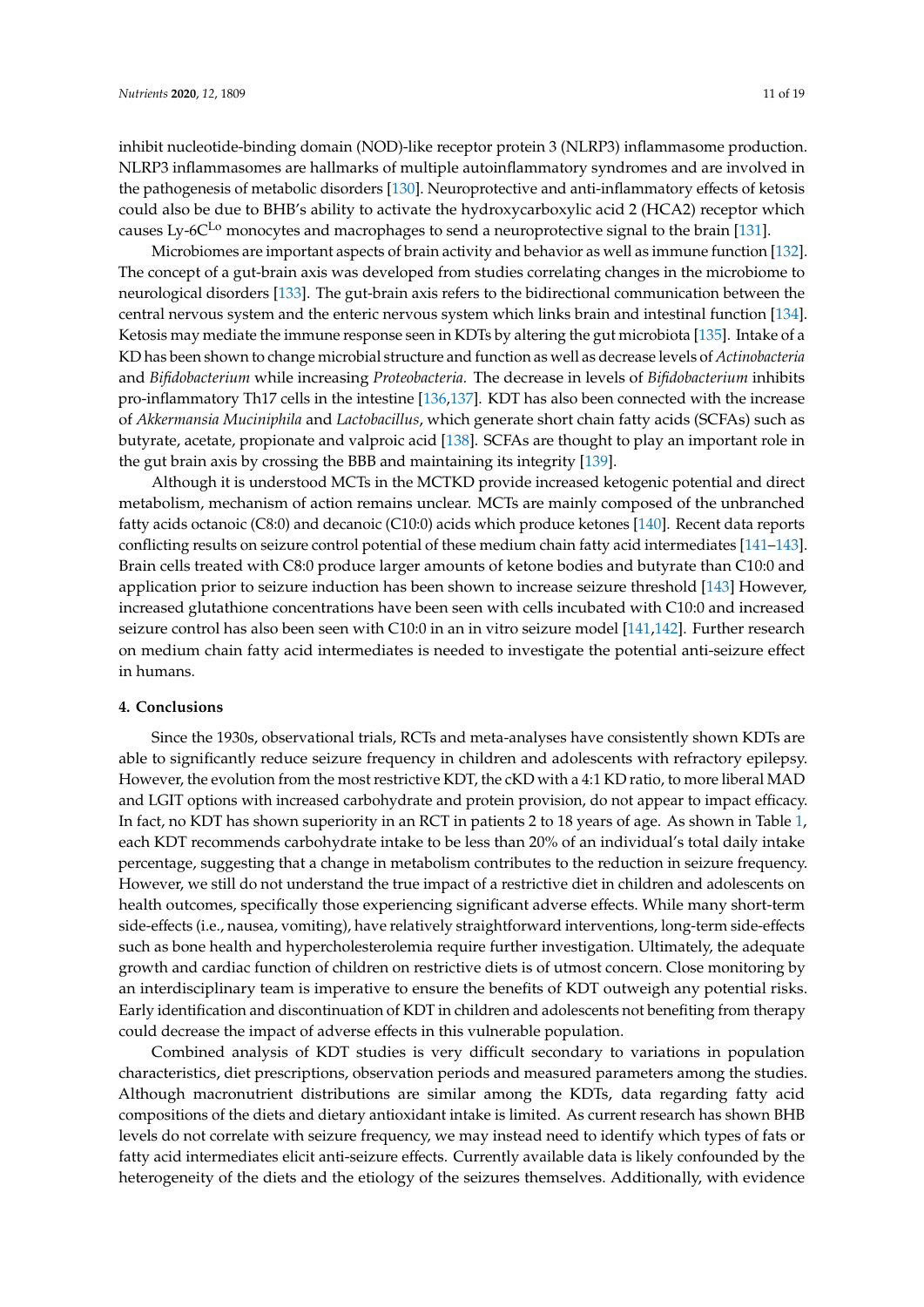inhibit nucleotide-binding domain (NOD)-like receptor protein 3 (NLRP3) inflammasome production. NLRP3 inflammasomes are hallmarks of multiple autoinflammatory syndromes and are involved in the pathogenesis of metabolic disorders [130]. Neuroprotective and anti-inflammatory effects of ketosis could also be due to BHB's ability to activate the hydroxycarboxylic acid 2 (HCA2) receptor which causes Ly-6C$^{Lo}$ monocytes and macrophages to send a neuroprotective signal to the brain [131].

Microbiomes are important aspects of brain activity and behavior as well as immune function [132]. The concept of a gut-brain axis was developed from studies correlating changes in the microbiome to neurological disorders [133]. The gut-brain axis refers to the bidirectional communication between the central nervous system and the enteric nervous system which links brain and intestinal function [134]. Ketosis may mediate the immune response seen in KDTs by altering the gut microbiota [135]. Intake of a KD has been shown to change microbial structure and function as well as decrease levels of *Actinobacteria* and *Bifidobacterium* while increasing *Proteobacteria.* The decrease in levels of *Bifidobacterium* inhibits pro-inflammatory Th17 cells in the intestine [136,137]. KDT has also been connected with the increase of *Akkermansia Muciniphila* and *Lactobacillus*, which generate short chain fatty acids (SCFAs) such as butyrate, acetate, propionate and valproic acid [138]. SCFAs are thought to play an important role in the gut brain axis by crossing the BBB and maintaining its integrity [139].

Although it is understood MCTs in the MCTKD provide increased ketogenic potential and direct metabolism, mechanism of action remains unclear. MCTs are mainly composed of the unbranched fatty acids octanoic (C8:0) and decanoic (C10:0) acids which produce ketones [140]. Recent data reports conflicting results on seizure control potential of these medium chain fatty acid intermediates [141–143]. Brain cells treated with C8:0 produce larger amounts of ketone bodies and butyrate than C10:0 and application prior to seizure induction has been shown to increase seizure threshold [143] However, increased glutathione concentrations have been seen with cells incubated with C10:0 and increased seizure control has also been seen with C10:0 in an in vitro seizure model [141,142]. Further research on medium chain fatty acid intermediates is needed to investigate the potential anti-seizure effect in humans.

## 4. Conclusions

Since the 1930s, observational trials, RCTs and meta-analyses have consistently shown KDTs are able to significantly reduce seizure frequency in children and adolescents with refractory epilepsy. However, the evolution from the most restrictive KDT, the cKD with a 4:1 KD ratio, to more liberal MAD and LGIT options with increased carbohydrate and protein provision, do not appear to impact efficacy. In fact, no KDT has shown superiority in an RCT in patients 2 to 18 years of age. As shown in Table 1, each KDT recommends carbohydrate intake to be less than 20% of an individual's total daily intake percentage, suggesting that a change in metabolism contributes to the reduction in seizure frequency. However, we still do not understand the true impact of a restrictive diet in children and adolescents on health outcomes, specifically those experiencing significant adverse effects. While many short-term side-effects (i.e., nausea, vomiting), have relatively straightforward interventions, long-term side-effects such as bone health and hypercholesterolemia require further investigation. Ultimately, the adequate growth and cardiac function of children on restrictive diets is of utmost concern. Close monitoring by an interdisciplinary team is imperative to ensure the benefits of KDT outweigh any potential risks. Early identification and discontinuation of KDT in children and adolescents not benefiting from therapy could decrease the impact of adverse effects in this vulnerable population.

Combined analysis of KDT studies is very difficult secondary to variations in population characteristics, diet prescriptions, observation periods and measured parameters among the studies. Although macronutrient distributions are similar among the KDTs, data regarding fatty acid compositions of the diets and dietary antioxidant intake is limited. As current research has shown BHB levels do not correlate with seizure frequency, we may instead need to identify which types of fats or fatty acid intermediates elicit anti-seizure effects. Currently available data is likely confounded by the heterogeneity of the diets and the etiology of the seizures themselves. Additionally, with evidence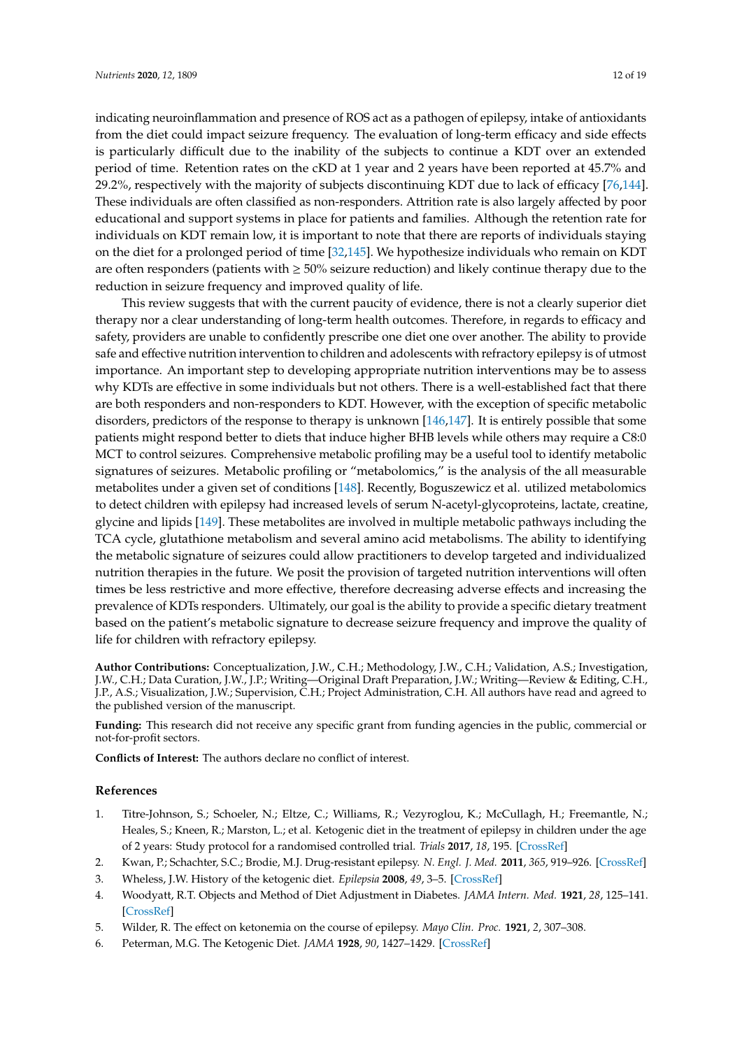indicating neuroinflammation and presence of ROS act as a pathogen of epilepsy, intake of antioxidants from the diet could impact seizure frequency. The evaluation of long-term efficacy and side effects is particularly difficult due to the inability of the subjects to continue a KDT over an extended period of time. Retention rates on the cKD at 1 year and 2 years have been reported at 45.7% and 29.2%, respectively with the majority of subjects discontinuing KDT due to lack of efficacy [76,144]. These individuals are often classified as non-responders. Attrition rate is also largely affected by poor educational and support systems in place for patients and families. Although the retention rate for individuals on KDT remain low, it is important to note that there are reports of individuals staying on the diet for a prolonged period of time [32,145]. We hypothesize individuals who remain on KDT are often responders (patients with ≥ 50% seizure reduction) and likely continue therapy due to the reduction in seizure frequency and improved quality of life.

This review suggests that with the current paucity of evidence, there is not a clearly superior diet therapy nor a clear understanding of long-term health outcomes. Therefore, in regards to efficacy and safety, providers are unable to confidently prescribe one diet one over another. The ability to provide safe and effective nutrition intervention to children and adolescents with refractory epilepsy is of utmost importance. An important step to developing appropriate nutrition interventions may be to assess why KDTs are effective in some individuals but not others. There is a well-established fact that there are both responders and non-responders to KDT. However, with the exception of specific metabolic disorders, predictors of the response to therapy is unknown [146,147]. It is entirely possible that some patients might respond better to diets that induce higher BHB levels while others may require a C8:0 MCT to control seizures. Comprehensive metabolic profiling may be a useful tool to identify metabolic signatures of seizures. Metabolic profiling or "metabolomics," is the analysis of the all measurable metabolites under a given set of conditions [148]. Recently, Boguszewicz et al. utilized metabolomics to detect children with epilepsy had increased levels of serum N-acetyl-glycoproteins, lactate, creatine, glycine and lipids [149]. These metabolites are involved in multiple metabolic pathways including the TCA cycle, glutathione metabolism and several amino acid metabolisms. The ability to identifying the metabolic signature of seizures could allow practitioners to develop targeted and individualized nutrition therapies in the future. We posit the provision of targeted nutrition interventions will often times be less restrictive and more effective, therefore decreasing adverse effects and increasing the prevalence of KDTs responders. Ultimately, our goal is the ability to provide a specific dietary treatment based on the patient's metabolic signature to decrease seizure frequency and improve the quality of life for children with refractory epilepsy.

**Author Contributions:** Conceptualization, J.W., C.H.; Methodology, J.W., C.H.; Validation, A.S.; Investigation, J.W., C.H.; Data Curation, J.W., J.P.; Writing—Original Draft Preparation, J.W.; Writing—Review & Editing, C.H., J.P., A.S.; Visualization, J.W.; Supervision, C.H.; Project Administration, C.H. All authors have read and agreed to the published version of the manuscript.

**Funding:** This research did not receive any specific grant from funding agencies in the public, commercial or not-for-profit sectors.

**Conflicts of Interest:** The authors declare no conflict of interest.

## References

1. Titre-Johnson, S.; Schoeler, N.; Eltze, C.; Williams, R.; Vezyroglou, K.; McCullagh, H.; Freemantle, N.; Heales, S.; Kneen, R.; Marston, L.; et al. Ketogenic diet in the treatment of epilepsy in children under the age of 2 years: Study protocol for a randomised controlled trial. *Trials* **2017**, *18*, 195. [CrossRef]
2. Kwan, P.; Schachter, S.C.; Brodie, M.J. Drug-resistant epilepsy. *N. Engl. J. Med.* **2011**, *365*, 919–926. [CrossRef]
3. Wheless, J.W. History of the ketogenic diet. *Epilepsia* **2008**, *49*, 3–5. [CrossRef]
4. Woodyatt, R.T. Objects and Method of Diet Adjustment in Diabetes. *JAMA Intern. Med.* **1921**, *28*, 125–141. [CrossRef]
5. Wilder, R. The effect on ketonemia on the course of epilepsy. *Mayo Clin. Proc.* **1921**, *2*, 307–308.
6. Peterman, M.G. The Ketogenic Diet. *JAMA* **1928**, *90*, 1427–1429. [CrossRef]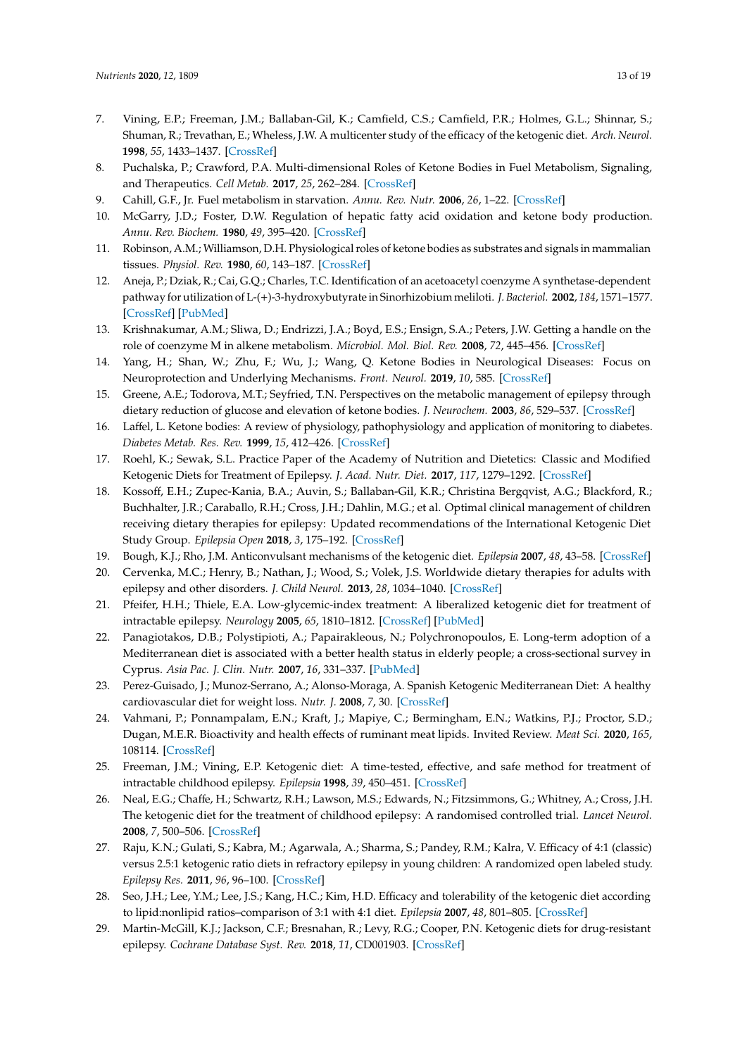7. Vining, E.P.; Freeman, J.M.; Ballaban-Gil, K.; Camfield, C.S.; Camfield, P.R.; Holmes, G.L.; Shinnar, S.; Shuman, R.; Trevathan, E.; Wheless, J.W. A multicenter study of the efficacy of the ketogenic diet. *Arch. Neurol.* **1998**, *55*, 1433–1437. [CrossRef]
8. Puchalska, P.; Crawford, P.A. Multi-dimensional Roles of Ketone Bodies in Fuel Metabolism, Signaling, and Therapeutics. *Cell Metab.* **2017**, *25*, 262–284. [CrossRef]
9. Cahill, G.F., Jr. Fuel metabolism in starvation. *Annu. Rev. Nutr.* **2006**, *26*, 1–22. [CrossRef]
10. McGarry, J.D.; Foster, D.W. Regulation of hepatic fatty acid oxidation and ketone body production. *Annu. Rev. Biochem.* **1980**, *49*, 395–420. [CrossRef]
11. Robinson, A.M.; Williamson, D.H. Physiological roles of ketone bodies as substrates and signals in mammalian tissues. *Physiol. Rev.* **1980**, *60*, 143–187. [CrossRef]
12. Aneja, P.; Dziak, R.; Cai, G.Q.; Charles, T.C. Identification of an acetoacetyl coenzyme A synthetase-dependent pathway for utilization of L-(+)-3-hydroxybutyrate in Sinorhizobium meliloti. *J. Bacteriol.* **2002**, *184*, 1571–1577. [CrossRef] [PubMed]
13. Krishnakumar, A.M.; Sliwa, D.; Endrizzi, J.A.; Boyd, E.S.; Ensign, S.A.; Peters, J.W. Getting a handle on the role of coenzyme M in alkene metabolism. *Microbiol. Mol. Biol. Rev.* **2008**, *72*, 445–456. [CrossRef]
14. Yang, H.; Shan, W.; Zhu, F.; Wu, J.; Wang, Q. Ketone Bodies in Neurological Diseases: Focus on Neuroprotection and Underlying Mechanisms. *Front. Neurol.* **2019**, *10*, 585. [CrossRef]
15. Greene, A.E.; Todorova, M.T.; Seyfried, T.N. Perspectives on the metabolic management of epilepsy through dietary reduction of glucose and elevation of ketone bodies. *J. Neurochem.* **2003**, *86*, 529–537. [CrossRef]
16. Laffel, L. Ketone bodies: A review of physiology, pathophysiology and application of monitoring to diabetes. *Diabetes Metab. Res. Rev.* **1999**, *15*, 412–426. [CrossRef]
17. Roehl, K.; Sewak, S.L. Practice Paper of the Academy of Nutrition and Dietetics: Classic and Modified Ketogenic Diets for Treatment of Epilepsy. *J. Acad. Nutr. Diet.* **2017**, *117*, 1279–1292. [CrossRef]
18. Kossoff, E.H.; Zupec-Kania, B.A.; Auvin, S.; Ballaban-Gil, K.R.; Christina Bergqvist, A.G.; Blackford, R.; Buchhalter, J.R.; Caraballo, R.H.; Cross, J.H.; Dahlin, M.G.; et al. Optimal clinical management of children receiving dietary therapies for epilepsy: Updated recommendations of the International Ketogenic Diet Study Group. *Epilepsia Open* **2018**, *3*, 175–192. [CrossRef]
19. Bough, K.J.; Rho, J.M. Anticonvulsant mechanisms of the ketogenic diet. *Epilepsia* **2007**, *48*, 43–58. [CrossRef]
20. Cervenka, M.C.; Henry, B.; Nathan, J.; Wood, S.; Volek, J.S. Worldwide dietary therapies for adults with epilepsy and other disorders. *J. Child Neurol.* **2013**, *28*, 1034–1040. [CrossRef]
21. Pfeifer, H.H.; Thiele, E.A. Low-glycemic-index treatment: A liberalized ketogenic diet for treatment of intractable epilepsy. *Neurology* **2005**, *65*, 1810–1812. [CrossRef] [PubMed]
22. Panagiotakos, D.B.; Polystipioti, A.; Papairakleous, N.; Polychronopoulos, E. Long-term adoption of a Mediterranean diet is associated with a better health status in elderly people; a cross-sectional survey in Cyprus. *Asia Pac. J. Clin. Nutr.* **2007**, *16*, 331–337. [PubMed]
23. Perez-Guisado, J.; Munoz-Serrano, A.; Alonso-Moraga, A. Spanish Ketogenic Mediterranean Diet: A healthy cardiovascular diet for weight loss. *Nutr. J.* **2008**, *7*, 30. [CrossRef]
24. Vahmani, P.; Ponnampalam, E.N.; Kraft, J.; Mapiye, C.; Bermingham, E.N.; Watkins, P.J.; Proctor, S.D.; Dugan, M.E.R. Bioactivity and health effects of ruminant meat lipids. Invited Review. *Meat Sci.* **2020**, *165*, 108114. [CrossRef]
25. Freeman, J.M.; Vining, E.P. Ketogenic diet: A time-tested, effective, and safe method for treatment of intractable childhood epilepsy. *Epilepsia* **1998**, *39*, 450–451. [CrossRef]
26. Neal, E.G.; Chaffe, H.; Schwartz, R.H.; Lawson, M.S.; Edwards, N.; Fitzsimmons, G.; Whitney, A.; Cross, J.H. The ketogenic diet for the treatment of childhood epilepsy: A randomised controlled trial. *Lancet Neurol.* **2008**, *7*, 500–506. [CrossRef]
27. Raju, K.N.; Gulati, S.; Kabra, M.; Agarwala, A.; Sharma, S.; Pandey, R.M.; Kalra, V. Efficacy of 4:1 (classic) versus 2.5:1 ketogenic ratio diets in refractory epilepsy in young children: A randomized open labeled study. *Epilepsy Res.* **2011**, *96*, 96–100. [CrossRef]
28. Seo, J.H.; Lee, Y.M.; Lee, J.S.; Kang, H.C.; Kim, H.D. Efficacy and tolerability of the ketogenic diet according to lipid:nonlipid ratios–comparison of 3:1 with 4:1 diet. *Epilepsia* **2007**, *48*, 801–805. [CrossRef]
29. Martin-McGill, K.J.; Jackson, C.F.; Bresnahan, R.; Levy, R.G.; Cooper, P.N. Ketogenic diets for drug-resistant epilepsy. *Cochrane Database Syst. Rev.* **2018**, *11*, CD001903. [CrossRef]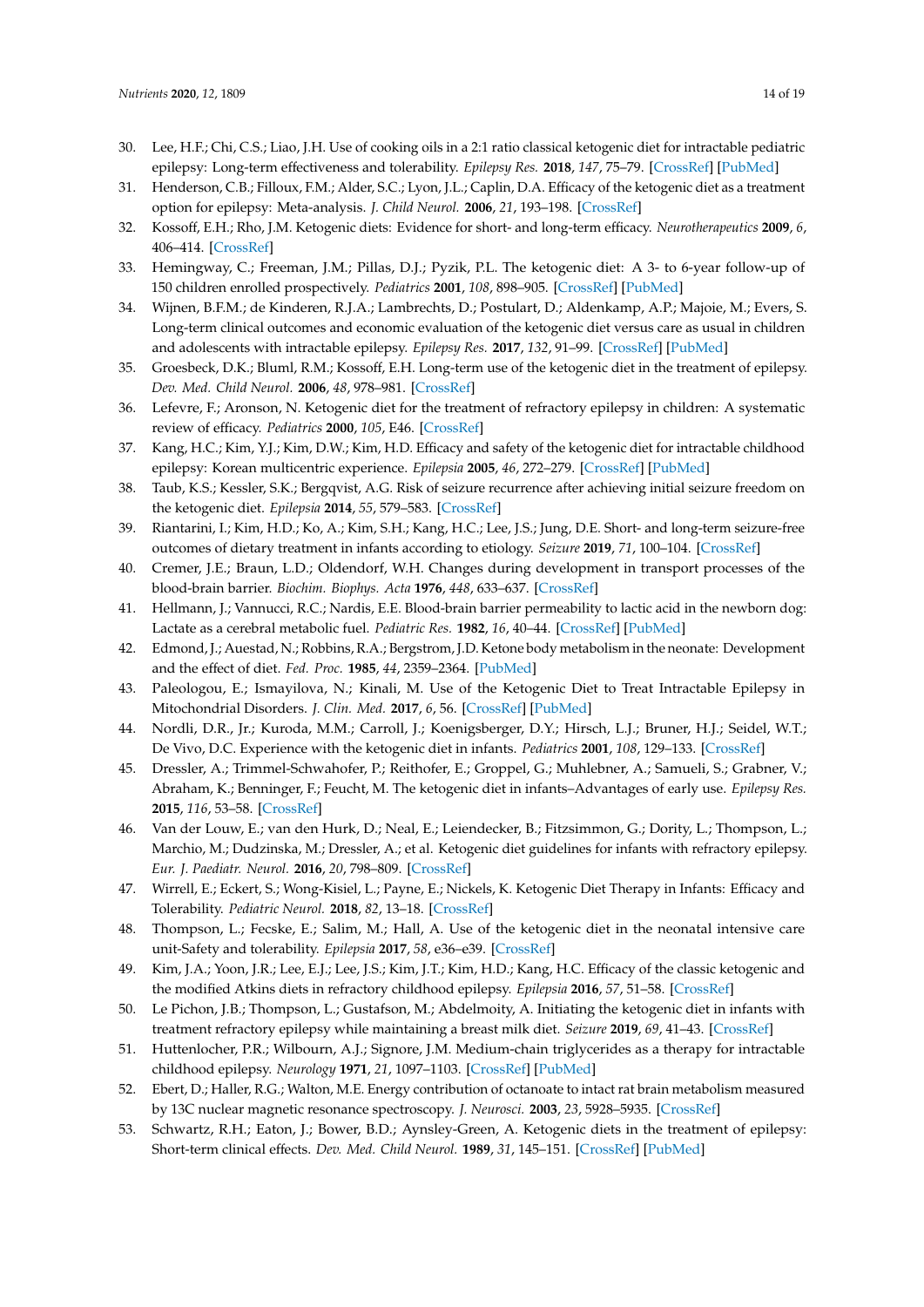30. Lee, H.F.; Chi, C.S.; Liao, J.H. Use of cooking oils in a 2:1 ratio classical ketogenic diet for intractable pediatric epilepsy: Long-term effectiveness and tolerability. *Epilepsy Res.* **2018**, *147*, 75–79. [CrossRef] [PubMed]
31. Henderson, C.B.; Filloux, F.M.; Alder, S.C.; Lyon, J.L.; Caplin, D.A. Efficacy of the ketogenic diet as a treatment option for epilepsy: Meta-analysis. *J. Child Neurol.* **2006**, *21*, 193–198. [CrossRef]
32. Kossoff, E.H.; Rho, J.M. Ketogenic diets: Evidence for short- and long-term efficacy. *Neurotherapeutics* **2009**, *6*, 406–414. [CrossRef]
33. Hemingway, C.; Freeman, J.M.; Pillas, D.J.; Pyzik, P.L. The ketogenic diet: A 3- to 6-year follow-up of 150 children enrolled prospectively. *Pediatrics* **2001**, *108*, 898–905. [CrossRef] [PubMed]
34. Wijnen, B.F.M.; de Kinderen, R.J.A.; Lambrechts, D.; Postulart, D.; Aldenkamp, A.P.; Majoie, M.; Evers, S. Long-term clinical outcomes and economic evaluation of the ketogenic diet versus care as usual in children and adolescents with intractable epilepsy. *Epilepsy Res.* **2017**, *132*, 91–99. [CrossRef] [PubMed]
35. Groesbeck, D.K.; Bluml, R.M.; Kossoff, E.H. Long-term use of the ketogenic diet in the treatment of epilepsy. *Dev. Med. Child Neurol.* **2006**, *48*, 978–981. [CrossRef]
36. Lefevre, F.; Aronson, N. Ketogenic diet for the treatment of refractory epilepsy in children: A systematic review of efficacy. *Pediatrics* **2000**, *105*, E46. [CrossRef]
37. Kang, H.C.; Kim, Y.J.; Kim, D.W.; Kim, H.D. Efficacy and safety of the ketogenic diet for intractable childhood epilepsy: Korean multicentric experience. *Epilepsia* **2005**, *46*, 272–279. [CrossRef] [PubMed]
38. Taub, K.S.; Kessler, S.K.; Bergqvist, A.G. Risk of seizure recurrence after achieving initial seizure freedom on the ketogenic diet. *Epilepsia* **2014**, *55*, 579–583. [CrossRef]
39. Riantarini, I.; Kim, H.D.; Ko, A.; Kim, S.H.; Kang, H.C.; Lee, J.S.; Jung, D.E. Short- and long-term seizure-free outcomes of dietary treatment in infants according to etiology. *Seizure* **2019**, *71*, 100–104. [CrossRef]
40. Cremer, J.E.; Braun, L.D.; Oldendorf, W.H. Changes during development in transport processes of the blood-brain barrier. *Biochim. Biophys. Acta* **1976**, *448*, 633–637. [CrossRef]
41. Hellmann, J.; Vannucci, R.C.; Nardis, E.E. Blood-brain barrier permeability to lactic acid in the newborn dog: Lactate as a cerebral metabolic fuel. *Pediatric Res.* **1982**, *16*, 40–44. [CrossRef] [PubMed]
42. Edmond, J.; Auestad, N.; Robbins, R.A.; Bergstrom, J.D. Ketone body metabolism in the neonate: Development and the effect of diet. *Fed. Proc.* **1985**, *44*, 2359–2364. [PubMed]
43. Paleologou, E.; Ismayilova, N.; Kinali, M. Use of the Ketogenic Diet to Treat Intractable Epilepsy in Mitochondrial Disorders. *J. Clin. Med.* **2017**, *6*, 56. [CrossRef] [PubMed]
44. Nordli, D.R., Jr.; Kuroda, M.M.; Carroll, J.; Koenigsberger, D.Y.; Hirsch, L.J.; Bruner, H.J.; Seidel, W.T.; De Vivo, D.C. Experience with the ketogenic diet in infants. *Pediatrics* **2001**, *108*, 129–133. [CrossRef]
45. Dressler, A.; Trimmel-Schwahofer, P.; Reithofer, E.; Groppel, G.; Muhlebner, A.; Samueli, S.; Grabner, V.; Abraham, K.; Benninger, F.; Feucht, M. The ketogenic diet in infants–Advantages of early use. *Epilepsy Res.* **2015**, *116*, 53–58. [CrossRef]
46. Van der Louw, E.; van den Hurk, D.; Neal, E.; Leiendecker, B.; Fitzsimmon, G.; Dority, L.; Thompson, L.; Marchio, M.; Dudzinska, M.; Dressler, A.; et al. Ketogenic diet guidelines for infants with refractory epilepsy. *Eur. J. Paediatr. Neurol.* **2016**, *20*, 798–809. [CrossRef]
47. Wirrell, E.; Eckert, S.; Wong-Kisiel, L.; Payne, E.; Nickels, K. Ketogenic Diet Therapy in Infants: Efficacy and Tolerability. *Pediatric Neurol.* **2018**, *82*, 13–18. [CrossRef]
48. Thompson, L.; Fecske, E.; Salim, M.; Hall, A. Use of the ketogenic diet in the neonatal intensive care unit-Safety and tolerability. *Epilepsia* **2017**, *58*, e36–e39. [CrossRef]
49. Kim, J.A.; Yoon, J.R.; Lee, E.J.; Lee, J.S.; Kim, J.T.; Kim, H.D.; Kang, H.C. Efficacy of the classic ketogenic and the modified Atkins diets in refractory childhood epilepsy. *Epilepsia* **2016**, *57*, 51–58. [CrossRef]
50. Le Pichon, J.B.; Thompson, L.; Gustafson, M.; Abdelmoity, A. Initiating the ketogenic diet in infants with treatment refractory epilepsy while maintaining a breast milk diet. *Seizure* **2019**, *69*, 41–43. [CrossRef]
51. Huttenlocher, P.R.; Wilbourn, A.J.; Signore, J.M. Medium-chain triglycerides as a therapy for intractable childhood epilepsy. *Neurology* **1971**, *21*, 1097–1103. [CrossRef] [PubMed]
52. Ebert, D.; Haller, R.G.; Walton, M.E. Energy contribution of octanoate to intact rat brain metabolism measured by 13C nuclear magnetic resonance spectroscopy. *J. Neurosci.* **2003**, *23*, 5928–5935. [CrossRef]
53. Schwartz, R.H.; Eaton, J.; Bower, B.D.; Aynsley-Green, A. Ketogenic diets in the treatment of epilepsy: Short-term clinical effects. *Dev. Med. Child Neurol.* **1989**, *31*, 145–151. [CrossRef] [PubMed]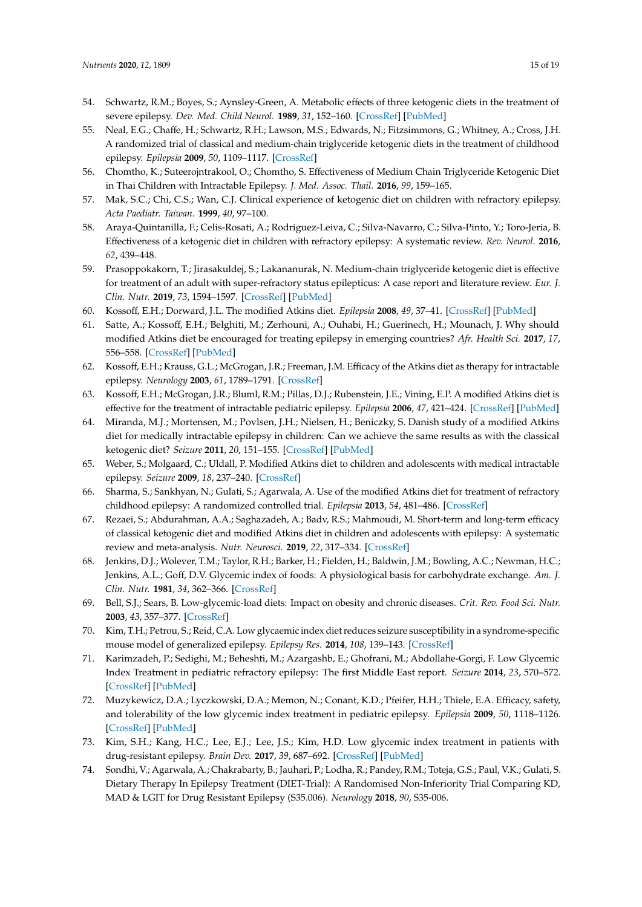54. Schwartz, R.M.; Boyes, S.; Aynsley-Green, A. Metabolic effects of three ketogenic diets in the treatment of severe epilepsy. *Dev. Med. Child Neurol.* **1989**, *31*, 152–160. [CrossRef] [PubMed]
55. Neal, E.G.; Chaffe, H.; Schwartz, R.H.; Lawson, M.S.; Edwards, N.; Fitzsimmons, G.; Whitney, A.; Cross, J.H. A randomized trial of classical and medium-chain triglyceride ketogenic diets in the treatment of childhood epilepsy. *Epilepsia* **2009**, *50*, 1109–1117. [CrossRef]
56. Chomtho, K.; Suteerojntrakool, O.; Chomtho, S. Effectiveness of Medium Chain Triglyceride Ketogenic Diet in Thai Children with Intractable Epilepsy. *J. Med. Assoc. Thail.* **2016**, *99*, 159–165.
57. Mak, S.C.; Chi, C.S.; Wan, C.J. Clinical experience of ketogenic diet on children with refractory epilepsy. *Acta Paediatr. Taiwan.* **1999**, *40*, 97–100.
58. Araya-Quintanilla, F.; Celis-Rosati, A.; Rodriguez-Leiva, C.; Silva-Navarro, C.; Silva-Pinto, Y.; Toro-Jeria, B. Effectiveness of a ketogenic diet in children with refractory epilepsy: A systematic review. *Rev. Neurol.* **2016**, *62*, 439–448.
59. Prasoppokakorn, T.; Jirasakuldej, S.; Lakananurak, N. Medium-chain triglyceride ketogenic diet is effective for treatment of an adult with super-refractory status epilepticus: A case report and literature review. *Eur. J. Clin. Nutr.* **2019**, *73*, 1594–1597. [CrossRef] [PubMed]
60. Kossoff, E.H.; Dorward, J.L. The modified Atkins diet. *Epilepsia* **2008**, *49*, 37–41. [CrossRef] [PubMed]
61. Satte, A.; Kossoff, E.H.; Belghiti, M.; Zerhouni, A.; Ouhabi, H.; Guerinech, H.; Mounach, J. Why should modified Atkins diet be encouraged for treating epilepsy in emerging countries? *Afr. Health Sci.* **2017**, *17*, 556–558. [CrossRef] [PubMed]
62. Kossoff, E.H.; Krauss, G.L.; McGrogan, J.R.; Freeman, J.M. Efficacy of the Atkins diet as therapy for intractable epilepsy. *Neurology* **2003**, *61*, 1789–1791. [CrossRef]
63. Kossoff, E.H.; McGrogan, J.R.; Bluml, R.M.; Pillas, D.J.; Rubenstein, J.E.; Vining, E.P. A modified Atkins diet is effective for the treatment of intractable pediatric epilepsy. *Epilepsia* **2006**, *47*, 421–424. [CrossRef] [PubMed]
64. Miranda, M.J.; Mortensen, M.; Povlsen, J.H.; Nielsen, H.; Beniczky, S. Danish study of a modified Atkins diet for medically intractable epilepsy in children: Can we achieve the same results as with the classical ketogenic diet? *Seizure* **2011**, *20*, 151–155. [CrossRef] [PubMed]
65. Weber, S.; Molgaard, C.; Uldall, P. Modified Atkins diet to children and adolescents with medical intractable epilepsy. *Seizure* **2009**, *18*, 237–240. [CrossRef]
66. Sharma, S.; Sankhyan, N.; Gulati, S.; Agarwala, A. Use of the modified Atkins diet for treatment of refractory childhood epilepsy: A randomized controlled trial. *Epilepsia* **2013**, *54*, 481–486. [CrossRef]
67. Rezaei, S.; Abdurahman, A.A.; Saghazadeh, A.; Badv, R.S.; Mahmoudi, M. Short-term and long-term efficacy of classical ketogenic diet and modified Atkins diet in children and adolescents with epilepsy: A systematic review and meta-analysis. *Nutr. Neurosci.* **2019**, *22*, 317–334. [CrossRef]
68. Jenkins, D.J.; Wolever, T.M.; Taylor, R.H.; Barker, H.; Fielden, H.; Baldwin, J.M.; Bowling, A.C.; Newman, H.C.; Jenkins, A.L.; Goff, D.V. Glycemic index of foods: A physiological basis for carbohydrate exchange. *Am. J. Clin. Nutr.* **1981**, *34*, 362–366. [CrossRef]
69. Bell, S.J.; Sears, B. Low-glycemic-load diets: Impact on obesity and chronic diseases. *Crit. Rev. Food Sci. Nutr.* **2003**, *43*, 357–377. [CrossRef]
70. Kim, T.H.; Petrou, S.; Reid, C.A. Low glycaemic index diet reduces seizure susceptibility in a syndrome-specific mouse model of generalized epilepsy. *Epilepsy Res.* **2014**, *108*, 139–143. [CrossRef]
71. Karimzadeh, P.; Sedighi, M.; Beheshti, M.; Azargashb, E.; Ghofrani, M.; Abdollahe-Gorgi, F. Low Glycemic Index Treatment in pediatric refractory epilepsy: The first Middle East report. *Seizure* **2014**, *23*, 570–572. [CrossRef] [PubMed]
72. Muzykewicz, D.A.; Lyczkowski, D.A.; Memon, N.; Conant, K.D.; Pfeifer, H.H.; Thiele, E.A. Efficacy, safety, and tolerability of the low glycemic index treatment in pediatric epilepsy. *Epilepsia* **2009**, *50*, 1118–1126. [CrossRef] [PubMed]
73. Kim, S.H.; Kang, H.C.; Lee, E.J.; Lee, J.S.; Kim, H.D. Low glycemic index treatment in patients with drug-resistant epilepsy. *Brain Dev.* **2017**, *39*, 687–692. [CrossRef] [PubMed]
74. Sondhi, V.; Agarwala, A.; Chakrabarty, B.; Jauhari, P.; Lodha, R.; Pandey, R.M.; Toteja, G.S.; Paul, V.K.; Gulati, S. Dietary Therapy In Epilepsy Treatment (DIET-Trial): A Randomised Non-Inferiority Trial Comparing KD, MAD & LGIT for Drug Resistant Epilepsy (S35.006). *Neurology* **2018**, *90*, S35-006.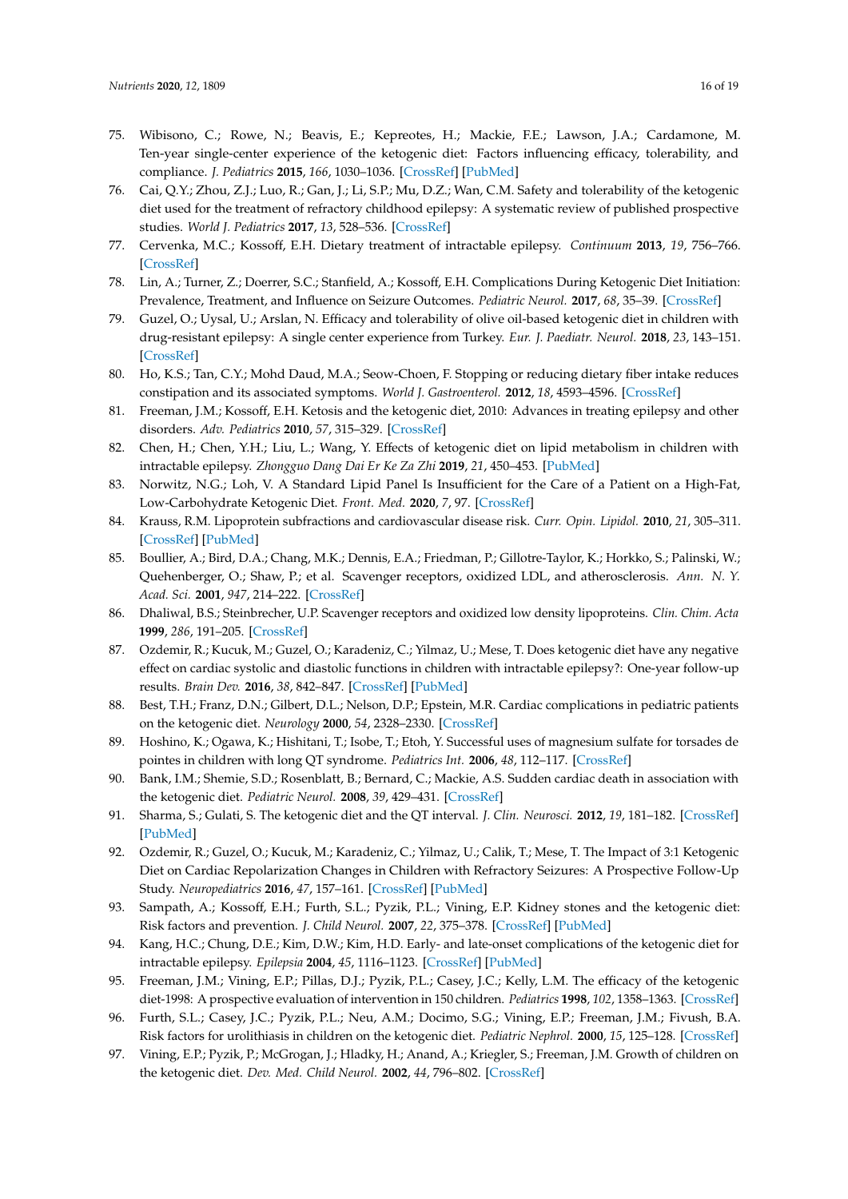75. Wibisono, C.; Rowe, N.; Beavis, E.; Kepreotes, H.; Mackie, F.E.; Lawson, J.A.; Cardamone, M. Ten-year single-center experience of the ketogenic diet: Factors influencing efficacy, tolerability, and compliance. *J. Pediatrics* **2015**, *166*, 1030–1036. [CrossRef] [PubMed]
76. Cai, Q.Y.; Zhou, Z.J.; Luo, R.; Gan, J.; Li, S.P.; Mu, D.Z.; Wan, C.M. Safety and tolerability of the ketogenic diet used for the treatment of refractory childhood epilepsy: A systematic review of published prospective studies. *World J. Pediatrics* **2017**, *13*, 528–536. [CrossRef]
77. Cervenka, M.C.; Kossoff, E.H. Dietary treatment of intractable epilepsy. *Continuum* **2013**, *19*, 756–766. [CrossRef]
78. Lin, A.; Turner, Z.; Doerrer, S.C.; Stanfield, A.; Kossoff, E.H. Complications During Ketogenic Diet Initiation: Prevalence, Treatment, and Influence on Seizure Outcomes. *Pediatric Neurol.* **2017**, *68*, 35–39. [CrossRef]
79. Guzel, O.; Uysal, U.; Arslan, N. Efficacy and tolerability of olive oil-based ketogenic diet in children with drug-resistant epilepsy: A single center experience from Turkey. *Eur. J. Paediatr. Neurol.* **2018**, *23*, 143–151. [CrossRef]
80. Ho, K.S.; Tan, C.Y.; Mohd Daud, M.A.; Seow-Choen, F. Stopping or reducing dietary fiber intake reduces constipation and its associated symptoms. *World J. Gastroenterol.* **2012**, *18*, 4593–4596. [CrossRef]
81. Freeman, J.M.; Kossoff, E.H. Ketosis and the ketogenic diet, 2010: Advances in treating epilepsy and other disorders. *Adv. Pediatrics* **2010**, *57*, 315–329. [CrossRef]
82. Chen, H.; Chen, Y.H.; Liu, L.; Wang, Y. Effects of ketogenic diet on lipid metabolism in children with intractable epilepsy. *Zhongguo Dang Dai Er Ke Za Zhi* **2019**, *21*, 450–453. [PubMed]
83. Norwitz, N.G.; Loh, V. A Standard Lipid Panel Is Insufficient for the Care of a Patient on a High-Fat, Low-Carbohydrate Ketogenic Diet. *Front. Med.* **2020**, *7*, 97. [CrossRef]
84. Krauss, R.M. Lipoprotein subfractions and cardiovascular disease risk. *Curr. Opin. Lipidol.* **2010**, *21*, 305–311. [CrossRef] [PubMed]
85. Boullier, A.; Bird, D.A.; Chang, M.K.; Dennis, E.A.; Friedman, P.; Gillotre-Taylor, K.; Horkko, S.; Palinski, W.; Quehenberger, O.; Shaw, P.; et al. Scavenger receptors, oxidized LDL, and atherosclerosis. *Ann. N. Y. Acad. Sci.* **2001**, *947*, 214–222. [CrossRef]
86. Dhaliwal, B.S.; Steinbrecher, U.P. Scavenger receptors and oxidized low density lipoproteins. *Clin. Chim. Acta* **1999**, *286*, 191–205. [CrossRef]
87. Ozdemir, R.; Kucuk, M.; Guzel, O.; Karadeniz, C.; Yilmaz, U.; Mese, T. Does ketogenic diet have any negative effect on cardiac systolic and diastolic functions in children with intractable epilepsy?: One-year follow-up results. *Brain Dev.* **2016**, *38*, 842–847. [CrossRef] [PubMed]
88. Best, T.H.; Franz, D.N.; Gilbert, D.L.; Nelson, D.P.; Epstein, M.R. Cardiac complications in pediatric patients on the ketogenic diet. *Neurology* **2000**, *54*, 2328–2330. [CrossRef]
89. Hoshino, K.; Ogawa, K.; Hishitani, T.; Isobe, T.; Etoh, Y. Successful uses of magnesium sulfate for torsades de pointes in children with long QT syndrome. *Pediatrics Int.* **2006**, *48*, 112–117. [CrossRef]
90. Bank, I.M.; Shemie, S.D.; Rosenblatt, B.; Bernard, C.; Mackie, A.S. Sudden cardiac death in association with the ketogenic diet. *Pediatric Neurol.* **2008**, *39*, 429–431. [CrossRef]
91. Sharma, S.; Gulati, S. The ketogenic diet and the QT interval. *J. Clin. Neurosci.* **2012**, *19*, 181–182. [CrossRef] [PubMed]
92. Ozdemir, R.; Guzel, O.; Kucuk, M.; Karadeniz, C.; Yilmaz, U.; Calik, T.; Mese, T. The Impact of 3:1 Ketogenic Diet on Cardiac Repolarization Changes in Children with Refractory Seizures: A Prospective Follow-Up Study. *Neuropediatrics* **2016**, *47*, 157–161. [CrossRef] [PubMed]
93. Sampath, A.; Kossoff, E.H.; Furth, S.L.; Pyzik, P.L.; Vining, E.P. Kidney stones and the ketogenic diet: Risk factors and prevention. *J. Child Neurol.* **2007**, *22*, 375–378. [CrossRef] [PubMed]
94. Kang, H.C.; Chung, D.E.; Kim, D.W.; Kim, H.D. Early- and late-onset complications of the ketogenic diet for intractable epilepsy. *Epilepsia* **2004**, *45*, 1116–1123. [CrossRef] [PubMed]
95. Freeman, J.M.; Vining, E.P.; Pillas, D.J.; Pyzik, P.L.; Casey, J.C.; Kelly, L.M. The efficacy of the ketogenic diet-1998: A prospective evaluation of intervention in 150 children. *Pediatrics* **1998**, *102*, 1358–1363. [CrossRef]
96. Furth, S.L.; Casey, J.C.; Pyzik, P.L.; Neu, A.M.; Docimo, S.G.; Vining, E.P.; Freeman, J.M.; Fivush, B.A. Risk factors for urolithiasis in children on the ketogenic diet. *Pediatric Nephrol.* **2000**, *15*, 125–128. [CrossRef]
97. Vining, E.P.; Pyzik, P.; McGrogan, J.; Hladky, H.; Anand, A.; Kriegler, S.; Freeman, J.M. Growth of children on the ketogenic diet. *Dev. Med. Child Neurol.* **2002**, *44*, 796–802. [CrossRef]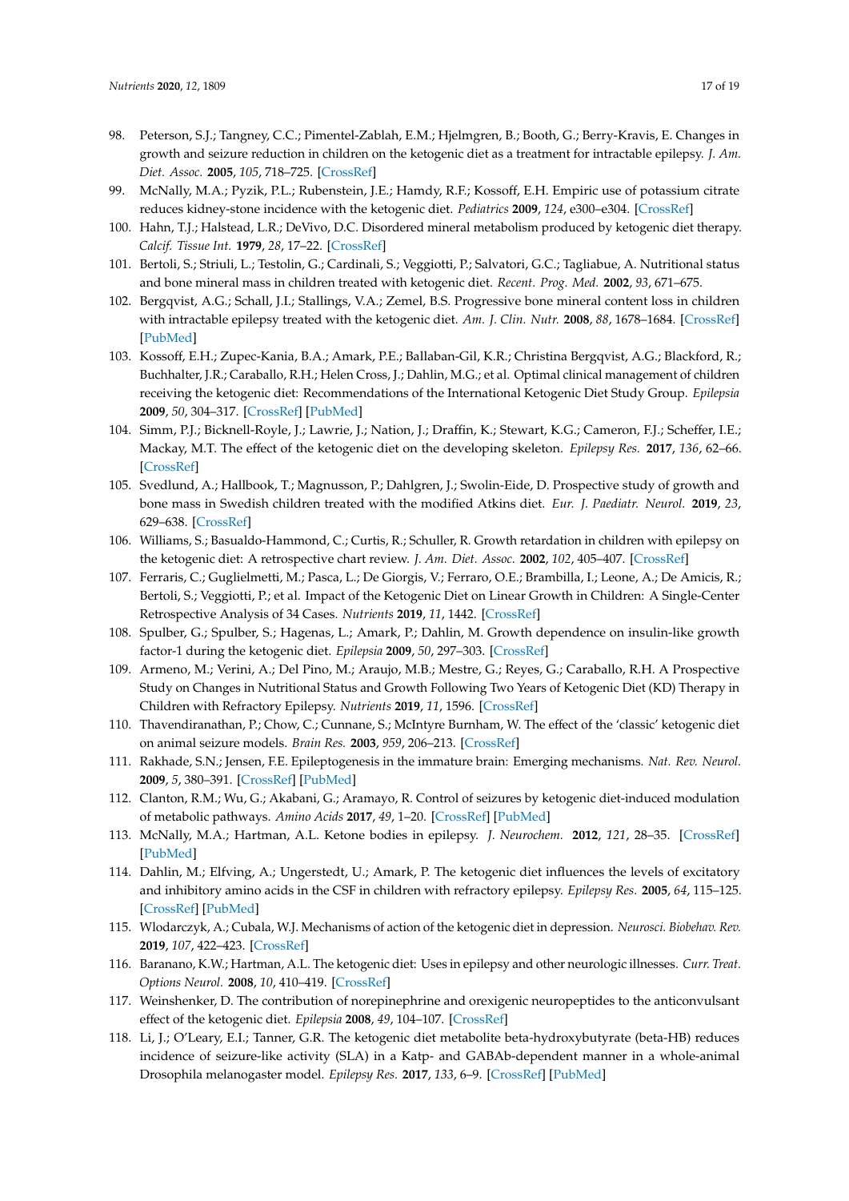98. Peterson, S.J.; Tangney, C.C.; Pimentel-Zablah, E.M.; Hjelmgren, B.; Booth, G.; Berry-Kravis, E. Changes in growth and seizure reduction in children on the ketogenic diet as a treatment for intractable epilepsy. *J. Am. Diet. Assoc.* **2005**, *105*, 718–725. [CrossRef]
99. McNally, M.A.; Pyzik, P.L.; Rubenstein, J.E.; Hamdy, R.F.; Kossoff, E.H. Empiric use of potassium citrate reduces kidney-stone incidence with the ketogenic diet. *Pediatrics* **2009**, *124*, e300–e304. [CrossRef]
100. Hahn, T.J.; Halstead, L.R.; DeVivo, D.C. Disordered mineral metabolism produced by ketogenic diet therapy. *Calcif. Tissue Int.* **1979**, *28*, 17–22. [CrossRef]
101. Bertoli, S.; Striuli, L.; Testolin, G.; Cardinali, S.; Veggiotti, P.; Salvatori, G.C.; Tagliabue, A. Nutritional status and bone mineral mass in children treated with ketogenic diet. *Recent. Prog. Med.* **2002**, *93*, 671–675.
102. Bergqvist, A.G.; Schall, J.I.; Stallings, V.A.; Zemel, B.S. Progressive bone mineral content loss in children with intractable epilepsy treated with the ketogenic diet. *Am. J. Clin. Nutr.* **2008**, *88*, 1678–1684. [CrossRef] [PubMed]
103. Kossoff, E.H.; Zupec-Kania, B.A.; Amark, P.E.; Ballaban-Gil, K.R.; Christina Bergqvist, A.G.; Blackford, R.; Buchhalter, J.R.; Caraballo, R.H.; Helen Cross, J.; Dahlin, M.G.; et al. Optimal clinical management of children receiving the ketogenic diet: Recommendations of the International Ketogenic Diet Study Group. *Epilepsia* **2009**, *50*, 304–317. [CrossRef] [PubMed]
104. Simm, P.J.; Bicknell-Royle, J.; Lawrie, J.; Nation, J.; Draffin, K.; Stewart, K.G.; Cameron, F.J.; Scheffer, I.E.; Mackay, M.T. The effect of the ketogenic diet on the developing skeleton. *Epilepsy Res.* **2017**, *136*, 62–66. [CrossRef]
105. Svedlund, A.; Hallbook, T.; Magnusson, P.; Dahlgren, J.; Swolin-Eide, D. Prospective study of growth and bone mass in Swedish children treated with the modified Atkins diet. *Eur. J. Paediatr. Neurol.* **2019**, *23*, 629–638. [CrossRef]
106. Williams, S.; Basualdo-Hammond, C.; Curtis, R.; Schuller, R. Growth retardation in children with epilepsy on the ketogenic diet: A retrospective chart review. *J. Am. Diet. Assoc.* **2002**, *102*, 405–407. [CrossRef]
107. Ferraris, C.; Guglielmetti, M.; Pasca, L.; De Giorgis, V.; Ferraro, O.E.; Brambilla, I.; Leone, A.; De Amicis, R.; Bertoli, S.; Veggiotti, P.; et al. Impact of the Ketogenic Diet on Linear Growth in Children: A Single-Center Retrospective Analysis of 34 Cases. *Nutrients* **2019**, *11*, 1442. [CrossRef]
108. Spulber, G.; Spulber, S.; Hagenas, L.; Amark, P.; Dahlin, M. Growth dependence on insulin-like growth factor-1 during the ketogenic diet. *Epilepsia* **2009**, *50*, 297–303. [CrossRef]
109. Armeno, M.; Verini, A.; Del Pino, M.; Araujo, M.B.; Mestre, G.; Reyes, G.; Caraballo, R.H. A Prospective Study on Changes in Nutritional Status and Growth Following Two Years of Ketogenic Diet (KD) Therapy in Children with Refractory Epilepsy. *Nutrients* **2019**, *11*, 1596. [CrossRef]
110. Thavendiranathan, P.; Chow, C.; Cunnane, S.; McIntyre Burnham, W. The effect of the 'classic' ketogenic diet on animal seizure models. *Brain Res.* **2003**, *959*, 206–213. [CrossRef]
111. Rakhade, S.N.; Jensen, F.E. Epileptogenesis in the immature brain: Emerging mechanisms. *Nat. Rev. Neurol.* **2009**, *5*, 380–391. [CrossRef] [PubMed]
112. Clanton, R.M.; Wu, G.; Akabani, G.; Aramayo, R. Control of seizures by ketogenic diet-induced modulation of metabolic pathways. *Amino Acids* **2017**, *49*, 1–20. [CrossRef] [PubMed]
113. McNally, M.A.; Hartman, A.L. Ketone bodies in epilepsy. *J. Neurochem.* **2012**, *121*, 28–35. [CrossRef] [PubMed]
114. Dahlin, M.; Elfving, A.; Ungerstedt, U.; Amark, P. The ketogenic diet influences the levels of excitatory and inhibitory amino acids in the CSF in children with refractory epilepsy. *Epilepsy Res.* **2005**, *64*, 115–125. [CrossRef] [PubMed]
115. Wlodarczyk, A.; Cubala, W.J. Mechanisms of action of the ketogenic diet in depression. *Neurosci. Biobehav. Rev.* **2019**, *107*, 422–423. [CrossRef]
116. Baranano, K.W.; Hartman, A.L. The ketogenic diet: Uses in epilepsy and other neurologic illnesses. *Curr. Treat. Options Neurol.* **2008**, *10*, 410–419. [CrossRef]
117. Weinshenker, D. The contribution of norepinephrine and orexigenic neuropeptides to the anticonvulsant effect of the ketogenic diet. *Epilepsia* **2008**, *49*, 104–107. [CrossRef]
118. Li, J.; O'Leary, E.I.; Tanner, G.R. The ketogenic diet metabolite beta-hydroxybutyrate (beta-HB) reduces incidence of seizure-like activity (SLA) in a Katp- and GABAb-dependent manner in a whole-animal Drosophila melanogaster model. *Epilepsy Res.* **2017**, *133*, 6–9. [CrossRef] [PubMed]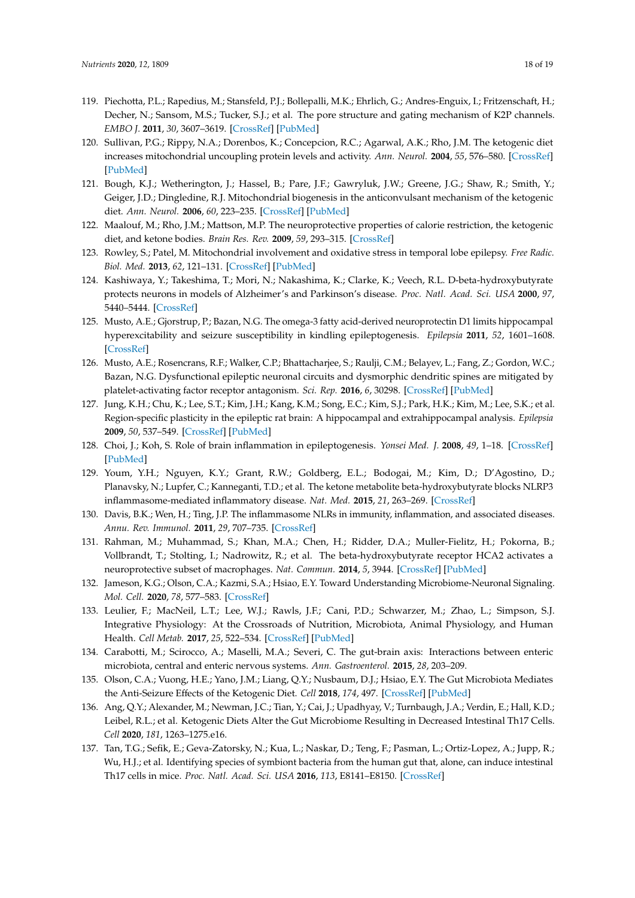119. Piechotta, P.L.; Rapedius, M.; Stansfeld, P.J.; Bollepalli, M.K.; Ehrlich, G.; Andres-Enguix, I.; Fritzenschaft, H.; Decher, N.; Sansom, M.S.; Tucker, S.J.; et al. The pore structure and gating mechanism of K2P channels. *EMBO J.* **2011**, *30*, 3607–3619. [CrossRef] [PubMed]
120. Sullivan, P.G.; Rippy, N.A.; Dorenbos, K.; Concepcion, R.C.; Agarwal, A.K.; Rho, J.M. The ketogenic diet increases mitochondrial uncoupling protein levels and activity. *Ann. Neurol.* **2004**, *55*, 576–580. [CrossRef] [PubMed]
121. Bough, K.J.; Wetherington, J.; Hassel, B.; Pare, J.F.; Gawryluk, J.W.; Greene, J.G.; Shaw, R.; Smith, Y.; Geiger, J.D.; Dingledine, R.J. Mitochondrial biogenesis in the anticonvulsant mechanism of the ketogenic diet. *Ann. Neurol.* **2006**, *60*, 223–235. [CrossRef] [PubMed]
122. Maalouf, M.; Rho, J.M.; Mattson, M.P. The neuroprotective properties of calorie restriction, the ketogenic diet, and ketone bodies. *Brain Res. Rev.* **2009**, *59*, 293–315. [CrossRef]
123. Rowley, S.; Patel, M. Mitochondrial involvement and oxidative stress in temporal lobe epilepsy. *Free Radic. Biol. Med.* **2013**, *62*, 121–131. [CrossRef] [PubMed]
124. Kashiwaya, Y.; Takeshima, T.; Mori, N.; Nakashima, K.; Clarke, K.; Veech, R.L. D-beta-hydroxybutyrate protects neurons in models of Alzheimer's and Parkinson's disease. *Proc. Natl. Acad. Sci. USA* **2000**, *97*, 5440–5444. [CrossRef]
125. Musto, A.E.; Gjorstrup, P.; Bazan, N.G. The omega-3 fatty acid-derived neuroprotectin D1 limits hippocampal hyperexcitability and seizure susceptibility in kindling epileptogenesis. *Epilepsia* **2011**, *52*, 1601–1608. [CrossRef]
126. Musto, A.E.; Rosencrans, R.F.; Walker, C.P.; Bhattacharjee, S.; Raulji, C.M.; Belayev, L.; Fang, Z.; Gordon, W.C.; Bazan, N.G. Dysfunctional epileptic neuronal circuits and dysmorphic dendritic spines are mitigated by platelet-activating factor receptor antagonism. *Sci. Rep.* **2016**, *6*, 30298. [CrossRef] [PubMed]
127. Jung, K.H.; Chu, K.; Lee, S.T.; Kim, J.H.; Kang, K.M.; Song, E.C.; Kim, S.J.; Park, H.K.; Kim, M.; Lee, S.K.; et al. Region-specific plasticity in the epileptic rat brain: A hippocampal and extrahippocampal analysis. *Epilepsia* **2009**, *50*, 537–549. [CrossRef] [PubMed]
128. Choi, J.; Koh, S. Role of brain inflammation in epileptogenesis. *Yonsei Med. J.* **2008**, *49*, 1–18. [CrossRef] [PubMed]
129. Youm, Y.H.; Nguyen, K.Y.; Grant, R.W.; Goldberg, E.L.; Bodogai, M.; Kim, D.; D'Agostino, D.; Planavsky, N.; Lupfer, C.; Kanneganti, T.D.; et al. The ketone metabolite beta-hydroxybutyrate blocks NLRP3 inflammasome-mediated inflammatory disease. *Nat. Med.* **2015**, *21*, 263–269. [CrossRef]
130. Davis, B.K.; Wen, H.; Ting, J.P. The inflammasome NLRs in immunity, inflammation, and associated diseases. *Annu. Rev. Immunol.* **2011**, *29*, 707–735. [CrossRef]
131. Rahman, M.; Muhammad, S.; Khan, M.A.; Chen, H.; Ridder, D.A.; Muller-Fielitz, H.; Pokorna, B.; Vollbrandt, T.; Stolting, I.; Nadrowitz, R.; et al. The beta-hydroxybutyrate receptor HCA2 activates a neuroprotective subset of macrophages. *Nat. Commun.* **2014**, *5*, 3944. [CrossRef] [PubMed]
132. Jameson, K.G.; Olson, C.A.; Kazmi, S.A.; Hsiao, E.Y. Toward Understanding Microbiome-Neuronal Signaling. *Mol. Cell.* **2020**, *78*, 577–583. [CrossRef]
133. Leulier, F.; MacNeil, L.T.; Lee, W.J.; Rawls, J.F.; Cani, P.D.; Schwarzer, M.; Zhao, L.; Simpson, S.J. Integrative Physiology: At the Crossroads of Nutrition, Microbiota, Animal Physiology, and Human Health. *Cell Metab.* **2017**, *25*, 522–534. [CrossRef] [PubMed]
134. Carabotti, M.; Scirocco, A.; Maselli, M.A.; Severi, C. The gut-brain axis: Interactions between enteric microbiota, central and enteric nervous systems. *Ann. Gastroenterol.* **2015**, *28*, 203–209.
135. Olson, C.A.; Vuong, H.E.; Yano, J.M.; Liang, Q.Y.; Nusbaum, D.J.; Hsiao, E.Y. The Gut Microbiota Mediates the Anti-Seizure Effects of the Ketogenic Diet. *Cell* **2018**, *174*, 497. [CrossRef] [PubMed]
136. Ang, Q.Y.; Alexander, M.; Newman, J.C.; Tian, Y.; Cai, J.; Upadhyay, V.; Turnbaugh, J.A.; Verdin, E.; Hall, K.D.; Leibel, R.L.; et al. Ketogenic Diets Alter the Gut Microbiome Resulting in Decreased Intestinal Th17 Cells. *Cell* **2020**, *181*, 1263–1275.e16.
137. Tan, T.G.; Sefik, E.; Geva-Zatorsky, N.; Kua, L.; Naskar, D.; Teng, F.; Pasman, L.; Ortiz-Lopez, A.; Jupp, R.; Wu, H.J.; et al. Identifying species of symbiont bacteria from the human gut that, alone, can induce intestinal Th17 cells in mice. *Proc. Natl. Acad. Sci. USA* **2016**, *113*, E8141–E8150. [CrossRef]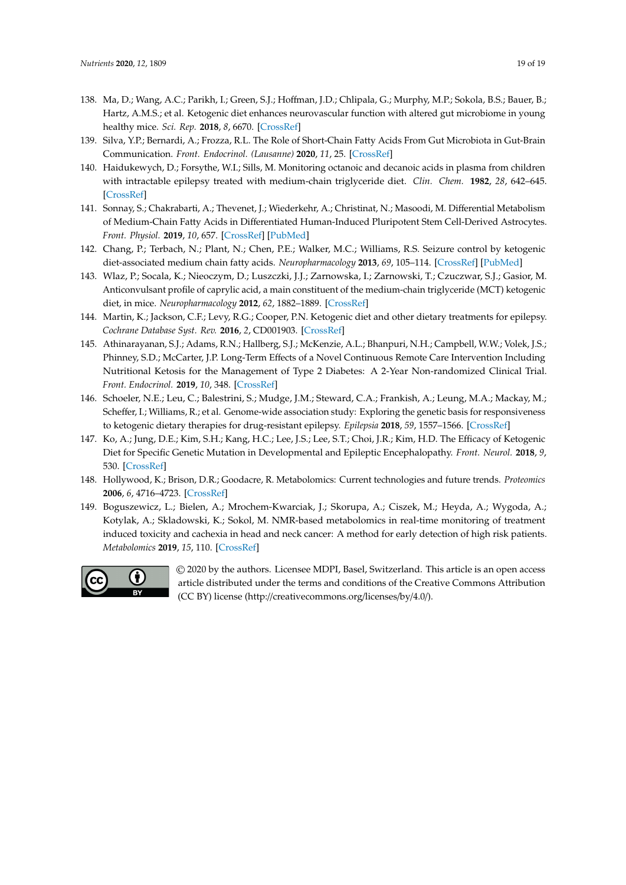138. Ma, D.; Wang, A.C.; Parikh, I.; Green, S.J.; Hoffman, J.D.; Chlipala, G.; Murphy, M.P.; Sokola, B.S.; Bauer, B.; Hartz, A.M.S.; et al. Ketogenic diet enhances neurovascular function with altered gut microbiome in young healthy mice. *Sci. Rep.* **2018**, *8*, 6670. [CrossRef]
139. Silva, Y.P.; Bernardi, A.; Frozza, R.L. The Role of Short-Chain Fatty Acids From Gut Microbiota in Gut-Brain Communication. *Front. Endocrinol. (Lausanne)* **2020**, *11*, 25. [CrossRef]
140. Haidukewych, D.; Forsythe, W.I.; Sills, M. Monitoring octanoic and decanoic acids in plasma from children with intractable epilepsy treated with medium-chain triglyceride diet. *Clin. Chem.* **1982**, *28*, 642–645. [CrossRef]
141. Sonnay, S.; Chakrabarti, A.; Thevenet, J.; Wiederkehr, A.; Christinat, N.; Masoodi, M. Differential Metabolism of Medium-Chain Fatty Acids in Differentiated Human-Induced Pluripotent Stem Cell-Derived Astrocytes. *Front. Physiol.* **2019**, *10*, 657. [CrossRef] [PubMed]
142. Chang, P.; Terbach, N.; Plant, N.; Chen, P.E.; Walker, M.C.; Williams, R.S. Seizure control by ketogenic diet-associated medium chain fatty acids. *Neuropharmacology* **2013**, *69*, 105–114. [CrossRef] [PubMed]
143. Wlaz, P.; Socala, K.; Nieoczym, D.; Luszczki, J.J.; Zarnowska, I.; Zarnowski, T.; Czuczwar, S.J.; Gasior, M. Anticonvulsant profile of caprylic acid, a main constituent of the medium-chain triglyceride (MCT) ketogenic diet, in mice. *Neuropharmacology* **2012**, *62*, 1882–1889. [CrossRef]
144. Martin, K.; Jackson, C.F.; Levy, R.G.; Cooper, P.N. Ketogenic diet and other dietary treatments for epilepsy. *Cochrane Database Syst. Rev.* **2016**, *2*, CD001903. [CrossRef]
145. Athinarayanan, S.J.; Adams, R.N.; Hallberg, S.J.; McKenzie, A.L.; Bhanpuri, N.H.; Campbell, W.W.; Volek, J.S.; Phinney, S.D.; McCarter, J.P. Long-Term Effects of a Novel Continuous Remote Care Intervention Including Nutritional Ketosis for the Management of Type 2 Diabetes: A 2-Year Non-randomized Clinical Trial. *Front. Endocrinol.* **2019**, *10*, 348. [CrossRef]
146. Schoeler, N.E.; Leu, C.; Balestrini, S.; Mudge, J.M.; Steward, C.A.; Frankish, A.; Leung, M.A.; Mackay, M.; Scheffer, I.; Williams, R.; et al. Genome-wide association study: Exploring the genetic basis for responsiveness to ketogenic dietary therapies for drug-resistant epilepsy. *Epilepsia* **2018**, *59*, 1557–1566. [CrossRef]
147. Ko, A.; Jung, D.E.; Kim, S.H.; Kang, H.C.; Lee, J.S.; Lee, S.T.; Choi, J.R.; Kim, H.D. The Efficacy of Ketogenic Diet for Specific Genetic Mutation in Developmental and Epileptic Encephalopathy. *Front. Neurol.* **2018**, *9*, 530. [CrossRef]
148. Hollywood, K.; Brison, D.R.; Goodacre, R. Metabolomics: Current technologies and future trends. *Proteomics* **2006**, *6*, 4716–4723. [CrossRef]
149. Boguszewicz, L.; Bielen, A.; Mrochem-Kwarciak, J.; Skorupa, A.; Ciszek, M.; Heyda, A.; Wygoda, A.; Kotylak, A.; Skladowski, K.; Sokol, M. NMR-based metabolomics in real-time monitoring of treatment induced toxicity and cachexia in head and neck cancer: A method for early detection of high risk patients. *Metabolomics* **2019**, *15*, 110. [CrossRef]

© 2020 by the authors. Licensee MDPI, Basel, Switzerland. This article is an open access article distributed under the terms and conditions of the Creative Commons Attribution (CC BY) license (http://creativecommons.org/licenses/by/4.0/).